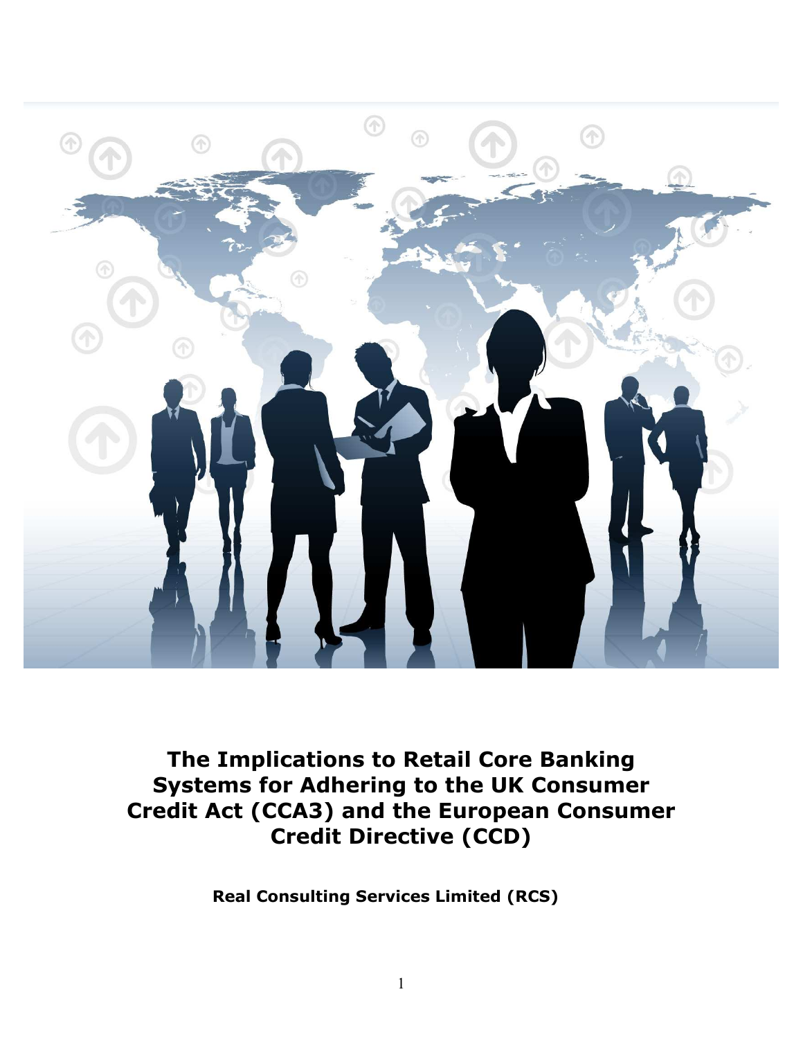# The Implications to Retail Core Banking Systems for Adhering to the UK Consumer Credit Act (CCA3) and the European Consumer Credit Directive (CCD)

**Real Consulting Services Limited (RCS)**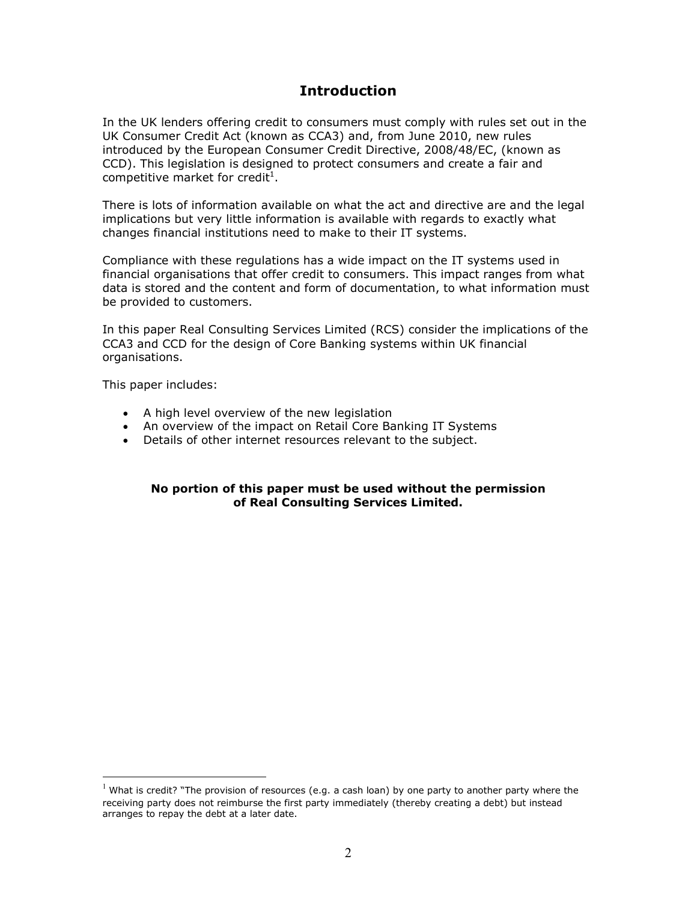# Introduction

In the UK lenders offering credit to consumers must comply with rules set out in the UK Consumer Credit Act (known as CCA3) and, from June 2010, new rules introduced by the European Consumer Credit Directive, 2008/48/EC, (known as CCD). This legislation is designed to protect consumers and create a fair and competitive market for credit[1].

There is lots of information available on what the act and directive are and the legal implications but very little information is available with regards to exactly what changes financial institutions need to make to their IT systems.

Compliance with these regulations has a wide impact on the IT systems used in financial organisations that offer credit to consumers. This impact ranges from what data is stored and the content and form of documentation, to what information must be provided to customers.

In this paper Real Consulting Services Limited (RCS) consider the implications of the CCA3 and CCD for the design of Core Banking systems within UK financial organisations.

This paper includes:

- A high level overview of the new legislation
- An overview of the impact on Retail Core Banking IT Systems
- Details of other internet resources relevant to the subject.

**No portion of this paper must be used without the permission of Real Consulting Services Limited.**

[1] What is credit? "The provision of resources (e.g. a cash loan) by one party to another party where the receiving party does not reimburse the first party immediately (thereby creating a debt) but instead arranges to repay the debt at a later date.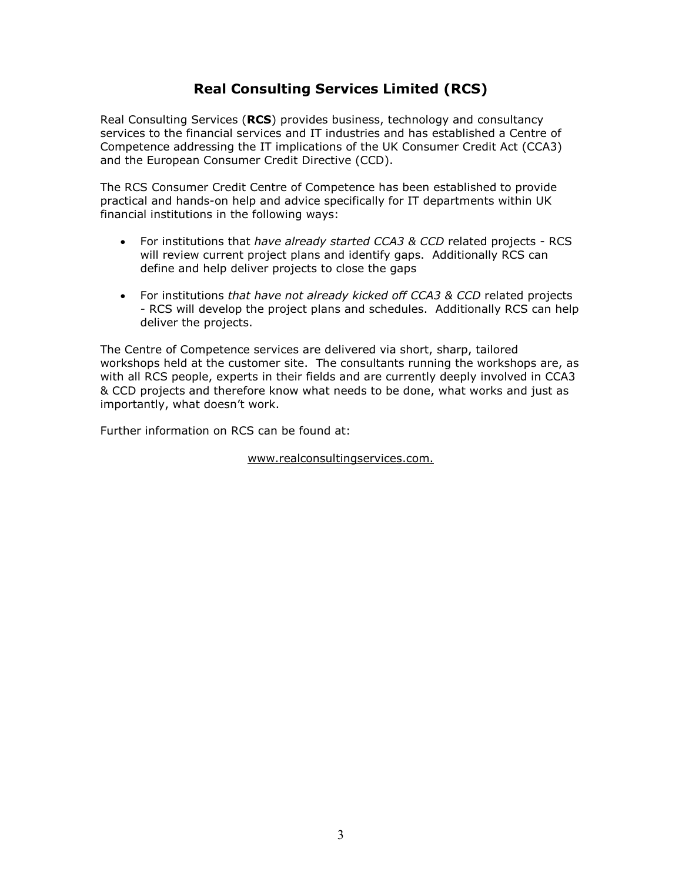# Real Consulting Services Limited (RCS)

Real Consulting Services (**RCS**) provides business, technology and consultancy services to the financial services and IT industries and has established a Centre of Competence addressing the IT implications of the UK Consumer Credit Act (CCA3) and the European Consumer Credit Directive (CCD).

The RCS Consumer Credit Centre of Competence has been established to provide practical and hands-on help and advice specifically for IT departments within UK financial institutions in the following ways:

- For institutions that *have already started CCA3 & CCD* related projects - RCS will review current project plans and identify gaps. Additionally RCS can define and help deliver projects to close the gaps
- For institutions *that have not already kicked off CCA3 & CCD* related projects - RCS will develop the project plans and schedules. Additionally RCS can help deliver the projects.

The Centre of Competence services are delivered via short, sharp, tailored workshops held at the customer site. The consultants running the workshops are, as with all RCS people, experts in their fields and are currently deeply involved in CCA3 & CCD projects and therefore know what needs to be done, what works and just as importantly, what doesn't work.

Further information on RCS can be found at:

www.realconsultingservices.com.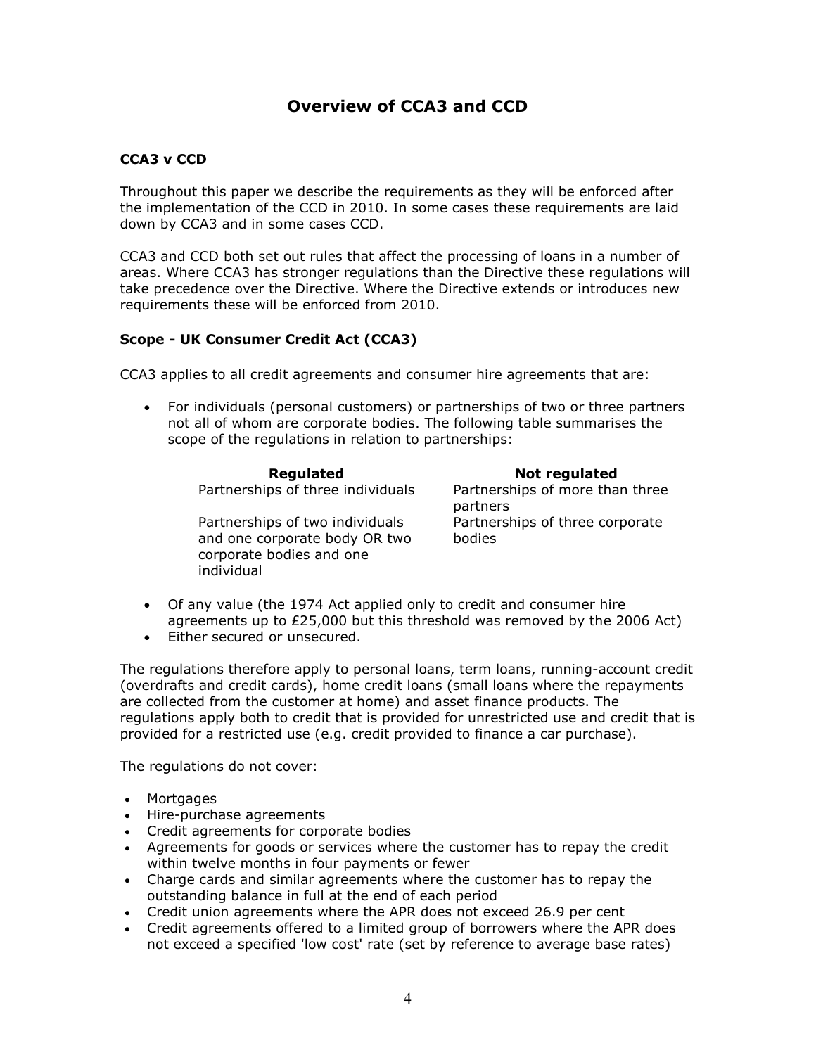# Overview of CCA3 and CCD

### CCA3 v CCD

Throughout this paper we describe the requirements as they will be enforced after the implementation of the CCD in 2010. In some cases these requirements are laid down by CCA3 and in some cases CCD.

CCA3 and CCD both set out rules that affect the processing of loans in a number of areas. Where CCA3 has stronger regulations than the Directive these regulations will take precedence over the Directive. Where the Directive extends or introduces new requirements these will be enforced from 2010.

### Scope - UK Consumer Credit Act (CCA3)

CCA3 applies to all credit agreements and consumer hire agreements that are:

- For individuals (personal customers) or partnerships of two or three partners not all of whom are corporate bodies. The following table summarises the scope of the regulations in relation to partnerships:

| Regulated | Not regulated |
|---|---|
| Partnerships of three individuals | Partnerships of more than three partners |
| Partnerships of two individuals and one corporate body OR two corporate bodies and one individual | Partnerships of three corporate bodies |

- Of any value (the 1974 Act applied only to credit and consumer hire agreements up to £25,000 but this threshold was removed by the 2006 Act)
- Either secured or unsecured.

The regulations therefore apply to personal loans, term loans, running-account credit (overdrafts and credit cards), home credit loans (small loans where the repayments are collected from the customer at home) and asset finance products. The regulations apply both to credit that is provided for unrestricted use and credit that is provided for a restricted use (e.g. credit provided to finance a car purchase).

The regulations do not cover:

- Mortgages
- Hire-purchase agreements
- Credit agreements for corporate bodies
- Agreements for goods or services where the customer has to repay the credit within twelve months in four payments or fewer
- Charge cards and similar agreements where the customer has to repay the outstanding balance in full at the end of each period
- Credit union agreements where the APR does not exceed 26.9 per cent
- Credit agreements offered to a limited group of borrowers where the APR does not exceed a specified 'low cost' rate (set by reference to average base rates)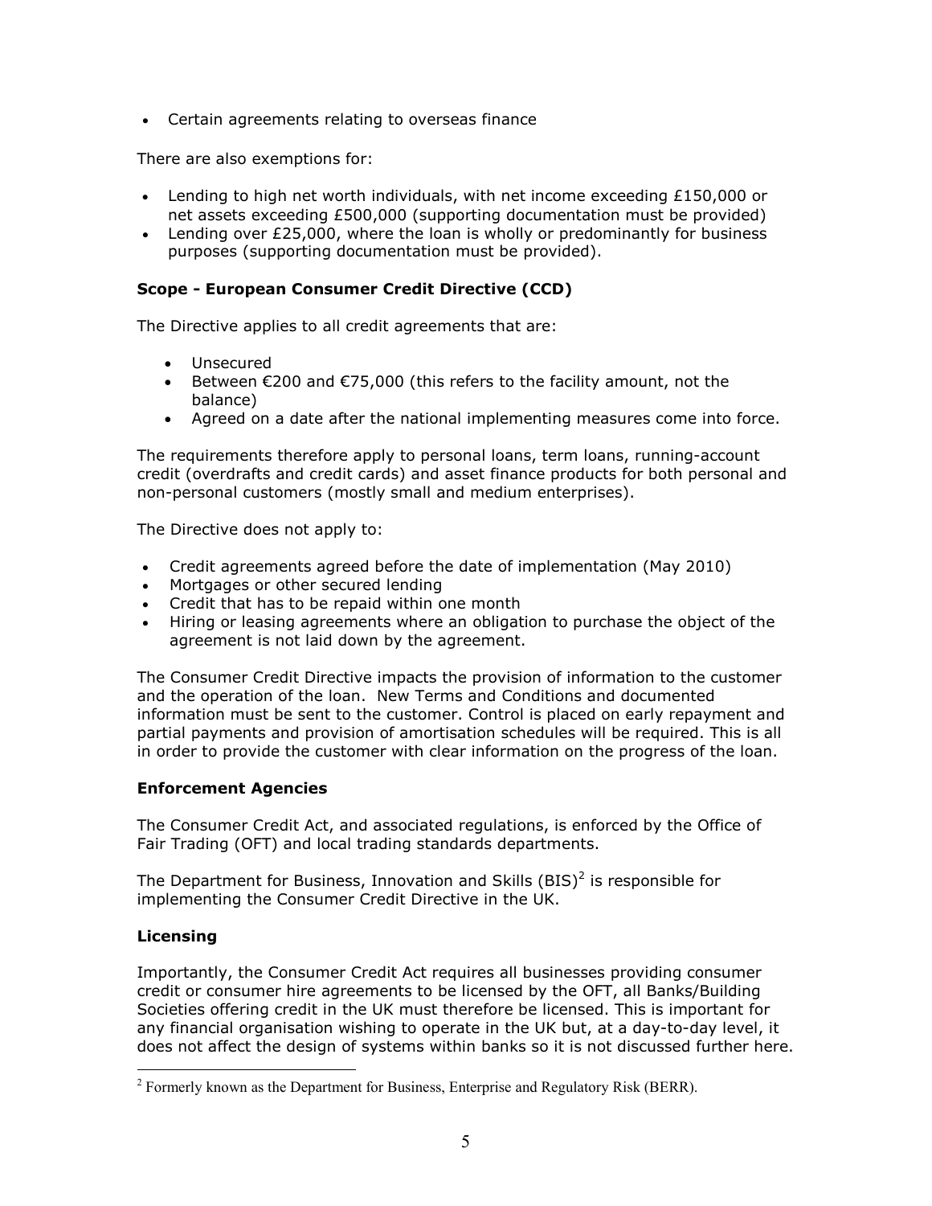- Certain agreements relating to overseas finance

There are also exemptions for:

- Lending to high net worth individuals, with net income exceeding £150,000 or net assets exceeding £500,000 (supporting documentation must be provided)
- Lending over £25,000, where the loan is wholly or predominantly for business purposes (supporting documentation must be provided).

### Scope - European Consumer Credit Directive (CCD)

The Directive applies to all credit agreements that are:

- Unsecured
- Between €200 and €75,000 (this refers to the facility amount, not the balance)
- Agreed on a date after the national implementing measures come into force.

The requirements therefore apply to personal loans, term loans, running-account credit (overdrafts and credit cards) and asset finance products for both personal and non-personal customers (mostly small and medium enterprises).

The Directive does not apply to:

- Credit agreements agreed before the date of implementation (May 2010)
- Mortgages or other secured lending
- Credit that has to be repaid within one month
- Hiring or leasing agreements where an obligation to purchase the object of the agreement is not laid down by the agreement.

The Consumer Credit Directive impacts the provision of information to the customer and the operation of the loan. New Terms and Conditions and documented information must be sent to the customer. Control is placed on early repayment and partial payments and provision of amortisation schedules will be required. This is all in order to provide the customer with clear information on the progress of the loan.

### Enforcement Agencies

The Consumer Credit Act, and associated regulations, is enforced by the Office of Fair Trading (OFT) and local trading standards departments.

The Department for Business, Innovation and Skills (BIS)[2] is responsible for implementing the Consumer Credit Directive in the UK.

### Licensing

Importantly, the Consumer Credit Act requires all businesses providing consumer credit or consumer hire agreements to be licensed by the OFT, all Banks/Building Societies offering credit in the UK must therefore be licensed. This is important for any financial organisation wishing to operate in the UK but, at a day-to-day level, it does not affect the design of systems within banks so it is not discussed further here.

[2] Formerly known as the Department for Business, Enterprise and Regulatory Risk (BERR).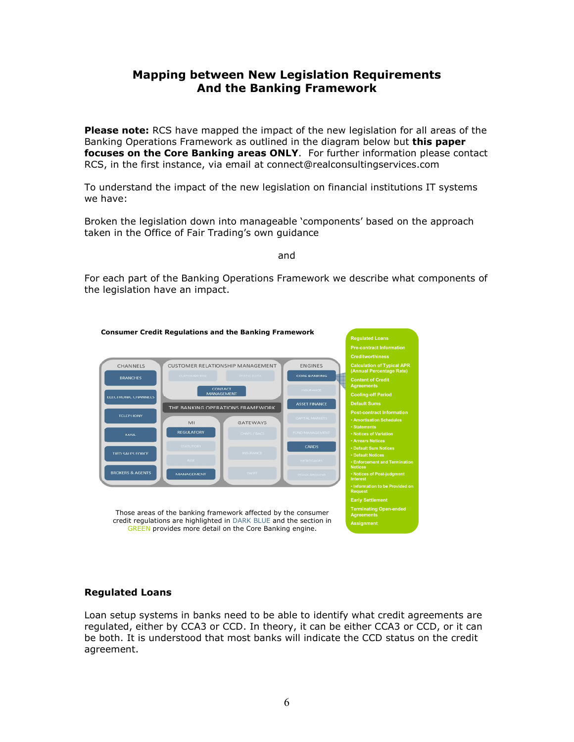# Mapping between New Legislation Requirements And the Banking Framework

**Please note:** RCS have mapped the impact of the new legislation for all areas of the Banking Operations Framework as outlined in the diagram below but **this paper focuses on the Core Banking areas ONLY**. For further information please contact RCS, in the first instance, via email at connect@realconsultingservices.com

To understand the impact of the new legislation on financial institutions IT systems we have:

Broken the legislation down into manageable 'components' based on the approach taken in the Office of Fair Trading's own guidance

and

For each part of the Banking Operations Framework we describe what components of the legislation have an impact.

**Consumer Credit Regulations and the Banking Framework**

CHANNELS: BRANCHES, ELECTRONIC CHANNELS, TELEPHONY, MAIL, TIED SALES FORCE, BROKERS & AGENTS

CUSTOMER RELATIONSHIP MANAGEMENT: CUSTOMER BASE, STATIC DATA, CONTACT MANAGEMENT

THE BANKING OPERATIONS FRAMEWORK

MI: REGULATORY, STATUTORY, RISK, MANAGEMENT

GATEWAYS: CHAPS / BACS, INSURANCE, SWIFT

ENGINES: CORE BANKING, INSURANCE, ASSET FINANCE, CAPITAL MARKETS, FUND MANAGEMENT, CARDS, MORTGAGES, STOCK BROKING

- Regulated Loans
- Pre-contract Information
- Creditworthiness
- Calculation of Typical APR (Annual Percentage Rate)
- Content of Credit Agreements
- Cooling-off Period
- Default Sums
- Post-contract Information
  - Amortisation Schedules
  - Statements
  - Notices of Variation
  - Arrears Notices
  - Default Sum Notices
  - Default Notices
  - Enforcement and Termination Notices
  - Notices of Post-judgment Interest
  - Information to be Provided on Request
- Early Settlement
- Terminating Open-ended Agreements
- Assignment

Those areas of the banking framework affected by the consumer credit regulations are highlighted in DARK BLUE and the section in GREEN provides more detail on the Core Banking engine.

### Regulated Loans

Loan setup systems in banks need to be able to identify what credit agreements are regulated, either by CCA3 or CCD. In theory, it can be either CCA3 or CCD, or it can be both. It is understood that most banks will indicate the CCD status on the credit agreement.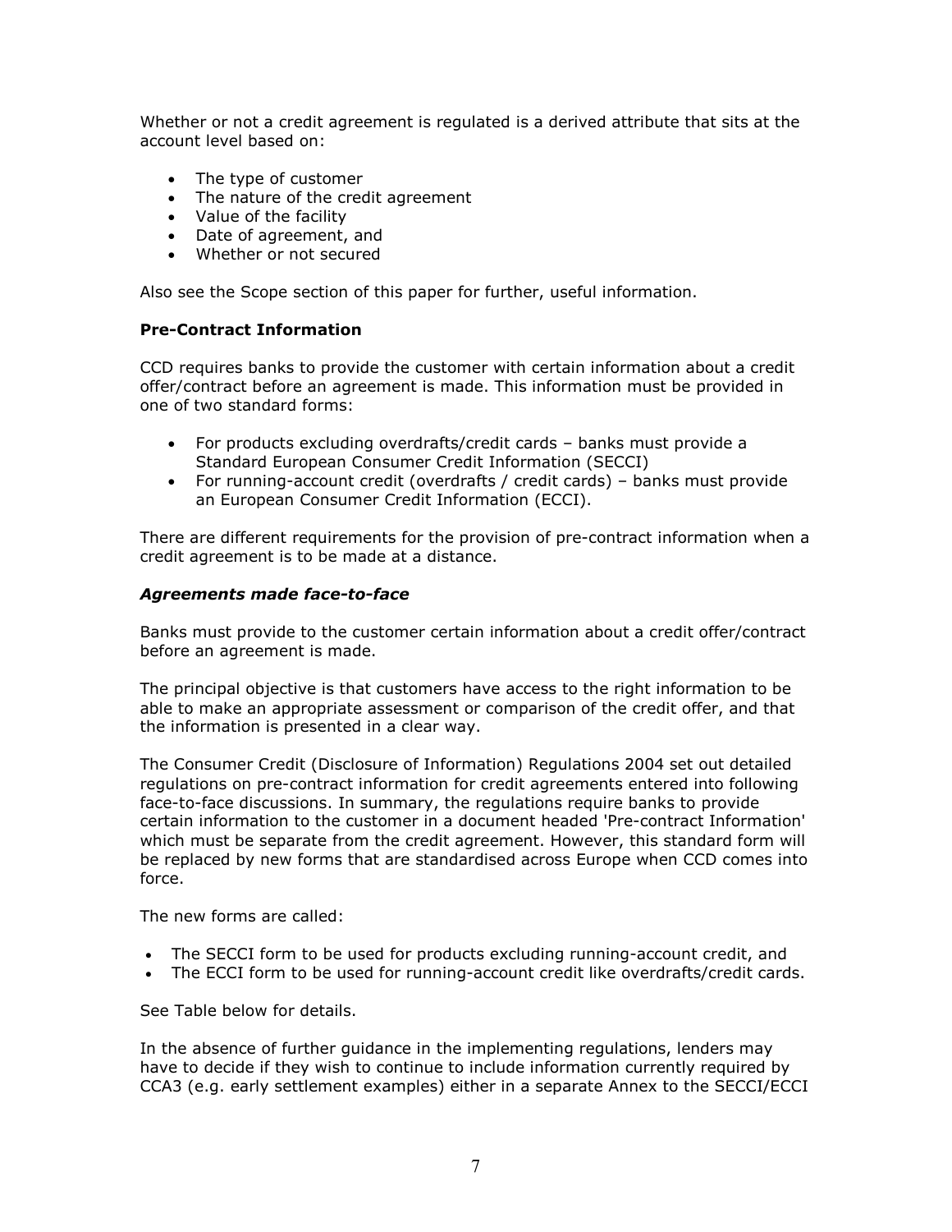Whether or not a credit agreement is regulated is a derived attribute that sits at the account level based on:

- The type of customer
- The nature of the credit agreement
- Value of the facility
- Date of agreement, and
- Whether or not secured

Also see the Scope section of this paper for further, useful information.

### Pre-Contract Information

CCD requires banks to provide the customer with certain information about a credit offer/contract before an agreement is made. This information must be provided in one of two standard forms:

- For products excluding overdrafts/credit cards – banks must provide a Standard European Consumer Credit Information (SECCI)
- For running-account credit (overdrafts / credit cards) – banks must provide an European Consumer Credit Information (ECCI).

There are different requirements for the provision of pre-contract information when a credit agreement is to be made at a distance.

#### *Agreements made face-to-face*

Banks must provide to the customer certain information about a credit offer/contract before an agreement is made.

The principal objective is that customers have access to the right information to be able to make an appropriate assessment or comparison of the credit offer, and that the information is presented in a clear way.

The Consumer Credit (Disclosure of Information) Regulations 2004 set out detailed regulations on pre-contract information for credit agreements entered into following face-to-face discussions. In summary, the regulations require banks to provide certain information to the customer in a document headed 'Pre-contract Information' which must be separate from the credit agreement. However, this standard form will be replaced by new forms that are standardised across Europe when CCD comes into force.

The new forms are called:

- The SECCI form to be used for products excluding running-account credit, and
- The ECCI form to be used for running-account credit like overdrafts/credit cards.

See Table below for details.

In the absence of further guidance in the implementing regulations, lenders may have to decide if they wish to continue to include information currently required by CCA3 (e.g. early settlement examples) either in a separate Annex to the SECCI/ECCI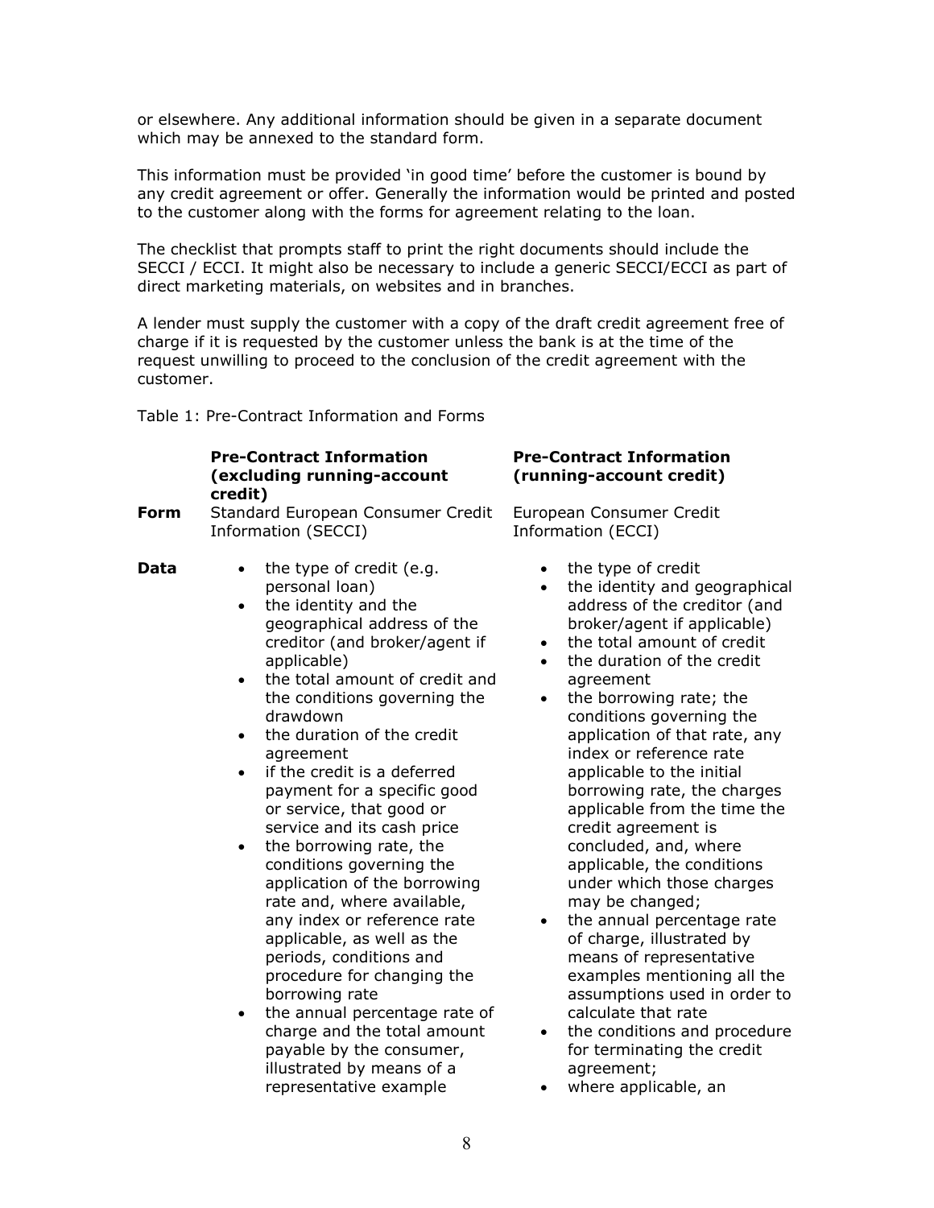or elsewhere. Any additional information should be given in a separate document which may be annexed to the standard form.

This information must be provided 'in good time' before the customer is bound by any credit agreement or offer. Generally the information would be printed and posted to the customer along with the forms for agreement relating to the loan.

The checklist that prompts staff to print the right documents should include the SECCI / ECCI. It might also be necessary to include a generic SECCI/ECCI as part of direct marketing materials, on websites and in branches.

A lender must supply the customer with a copy of the draft credit agreement free of charge if it is requested by the customer unless the bank is at the time of the request unwilling to proceed to the conclusion of the credit agreement with the customer.

Table 1: Pre-Contract Information and Forms

| | **Pre-Contract Information (excluding running-account credit)** | **Pre-Contract Information (running-account credit)** |
|---|---|---|
| **Form** | Standard European Consumer Credit Information (SECCI) | European Consumer Credit Information (ECCI) |
| **Data** | • the type of credit (e.g. personal loan)<br>• the identity and the geographical address of the creditor (and broker/agent if applicable)<br>• the total amount of credit and the conditions governing the drawdown<br>• the duration of the credit agreement<br>• if the credit is a deferred payment for a specific good or service, that good or service and its cash price<br>• the borrowing rate, the conditions governing the application of the borrowing rate and, where available, any index or reference rate applicable, as well as the periods, conditions and procedure for changing the borrowing rate<br>• the annual percentage rate of charge and the total amount payable by the consumer, illustrated by means of a representative example | • the type of credit<br>• the identity and geographical address of the creditor (and broker/agent if applicable)<br>• the total amount of credit<br>• the duration of the credit agreement<br>• the borrowing rate; the conditions governing the application of that rate, any index or reference rate applicable to the initial borrowing rate, the charges applicable from the time the credit agreement is concluded, and, where applicable, the conditions under which those charges may be changed;<br>• the annual percentage rate of charge, illustrated by means of representative examples mentioning all the assumptions used in order to calculate that rate<br>• the conditions and procedure for terminating the credit agreement;<br>• where applicable, an |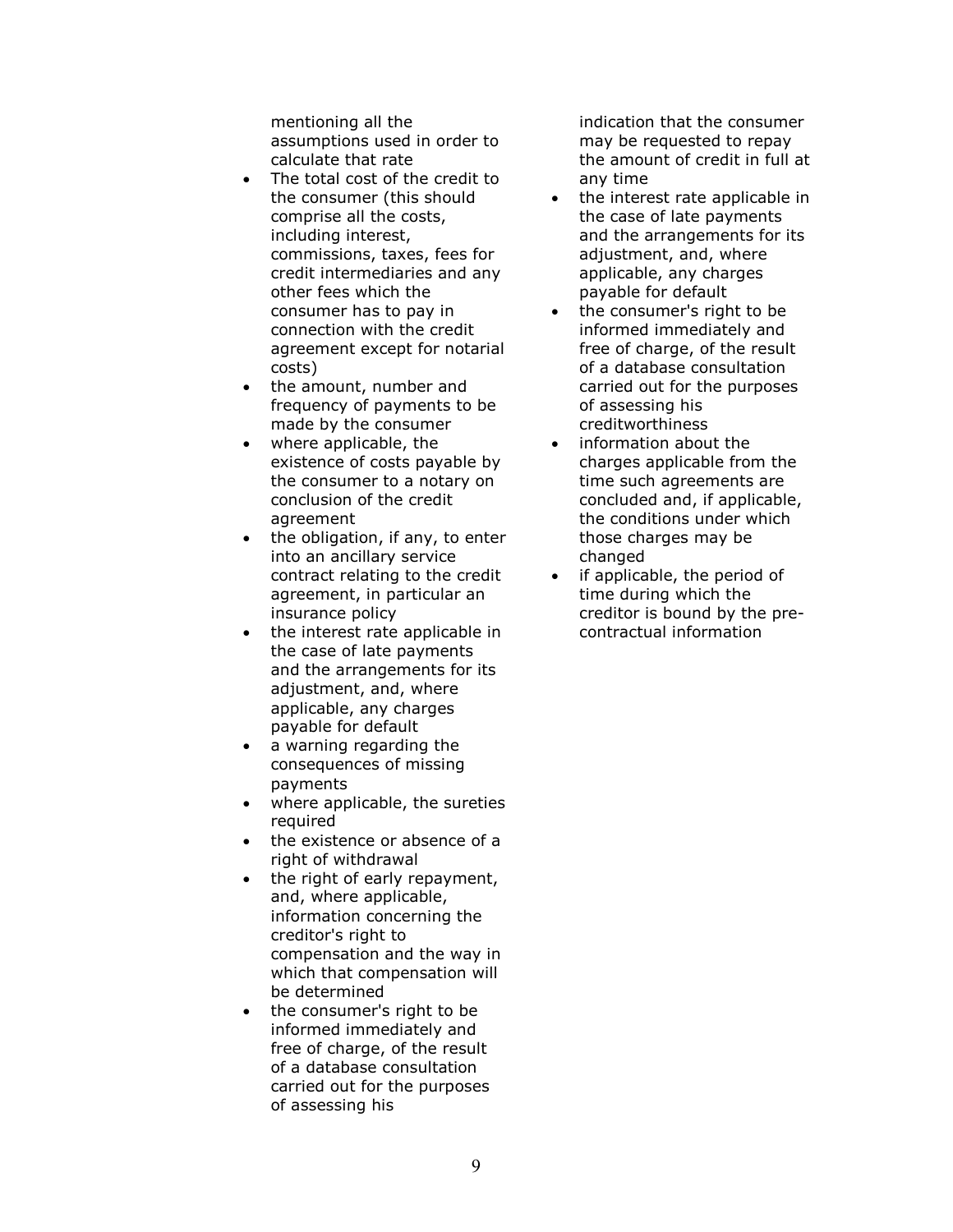mentioning all the assumptions used in order to calculate that rate

- The total cost of the credit to the consumer (this should comprise all the costs, including interest, commissions, taxes, fees for credit intermediaries and any other fees which the consumer has to pay in connection with the credit agreement except for notarial costs)
- the amount, number and frequency of payments to be made by the consumer
- where applicable, the existence of costs payable by the consumer to a notary on conclusion of the credit agreement
- the obligation, if any, to enter into an ancillary service contract relating to the credit agreement, in particular an insurance policy
- the interest rate applicable in the case of late payments and the arrangements for its adjustment, and, where applicable, any charges payable for default
- a warning regarding the consequences of missing payments
- where applicable, the sureties required
- the existence or absence of a right of withdrawal
- the right of early repayment, and, where applicable, information concerning the creditor's right to compensation and the way in which that compensation will be determined
- the consumer's right to be informed immediately and free of charge, of the result of a database consultation carried out for the purposes of assessing his

indication that the consumer may be requested to repay the amount of credit in full at any time

- the interest rate applicable in the case of late payments and the arrangements for its adjustment, and, where applicable, any charges payable for default
- the consumer's right to be informed immediately and free of charge, of the result of a database consultation carried out for the purposes of assessing his creditworthiness
- information about the charges applicable from the time such agreements are concluded and, if applicable, the conditions under which those charges may be changed
- if applicable, the period of time during which the creditor is bound by the pre-contractual information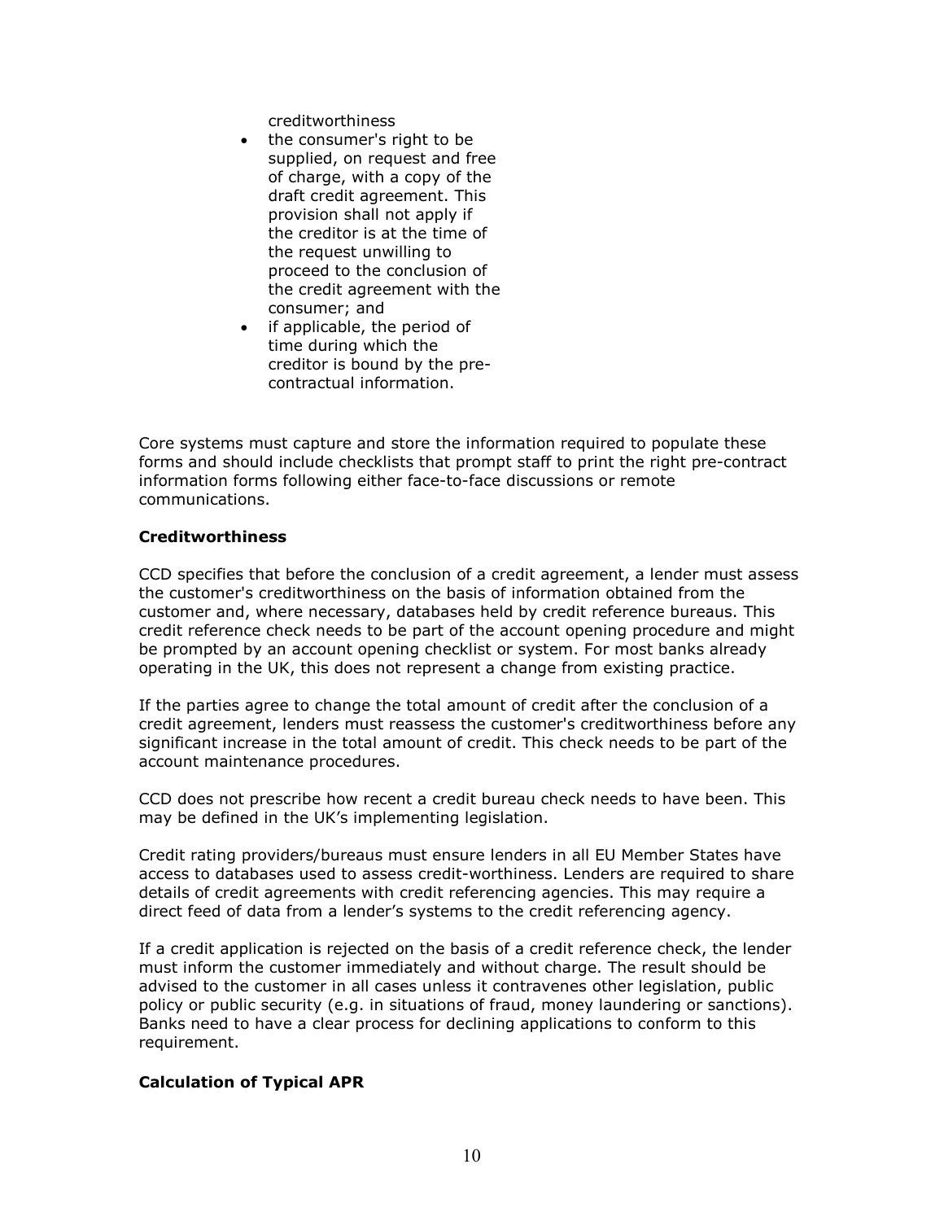creditworthiness

- the consumer's right to be supplied, on request and free of charge, with a copy of the draft credit agreement. This provision shall not apply if the creditor is at the time of the request unwilling to proceed to the conclusion of the credit agreement with the consumer; and
- if applicable, the period of time during which the creditor is bound by the pre-contractual information.

Core systems must capture and store the information required to populate these forms and should include checklists that prompt staff to print the right pre-contract information forms following either face-to-face discussions or remote communications.

### Creditworthiness

CCD specifies that before the conclusion of a credit agreement, a lender must assess the customer's creditworthiness on the basis of information obtained from the customer and, where necessary, databases held by credit reference bureaus. This credit reference check needs to be part of the account opening procedure and might be prompted by an account opening checklist or system. For most banks already operating in the UK, this does not represent a change from existing practice.

If the parties agree to change the total amount of credit after the conclusion of a credit agreement, lenders must reassess the customer's creditworthiness before any significant increase in the total amount of credit. This check needs to be part of the account maintenance procedures.

CCD does not prescribe how recent a credit bureau check needs to have been. This may be defined in the UK's implementing legislation.

Credit rating providers/bureaus must ensure lenders in all EU Member States have access to databases used to assess credit-worthiness. Lenders are required to share details of credit agreements with credit referencing agencies. This may require a direct feed of data from a lender's systems to the credit referencing agency.

If a credit application is rejected on the basis of a credit reference check, the lender must inform the customer immediately and without charge. The result should be advised to the customer in all cases unless it contravenes other legislation, public policy or public security (e.g. in situations of fraud, money laundering or sanctions). Banks need to have a clear process for declining applications to conform to this requirement.

### Calculation of Typical APR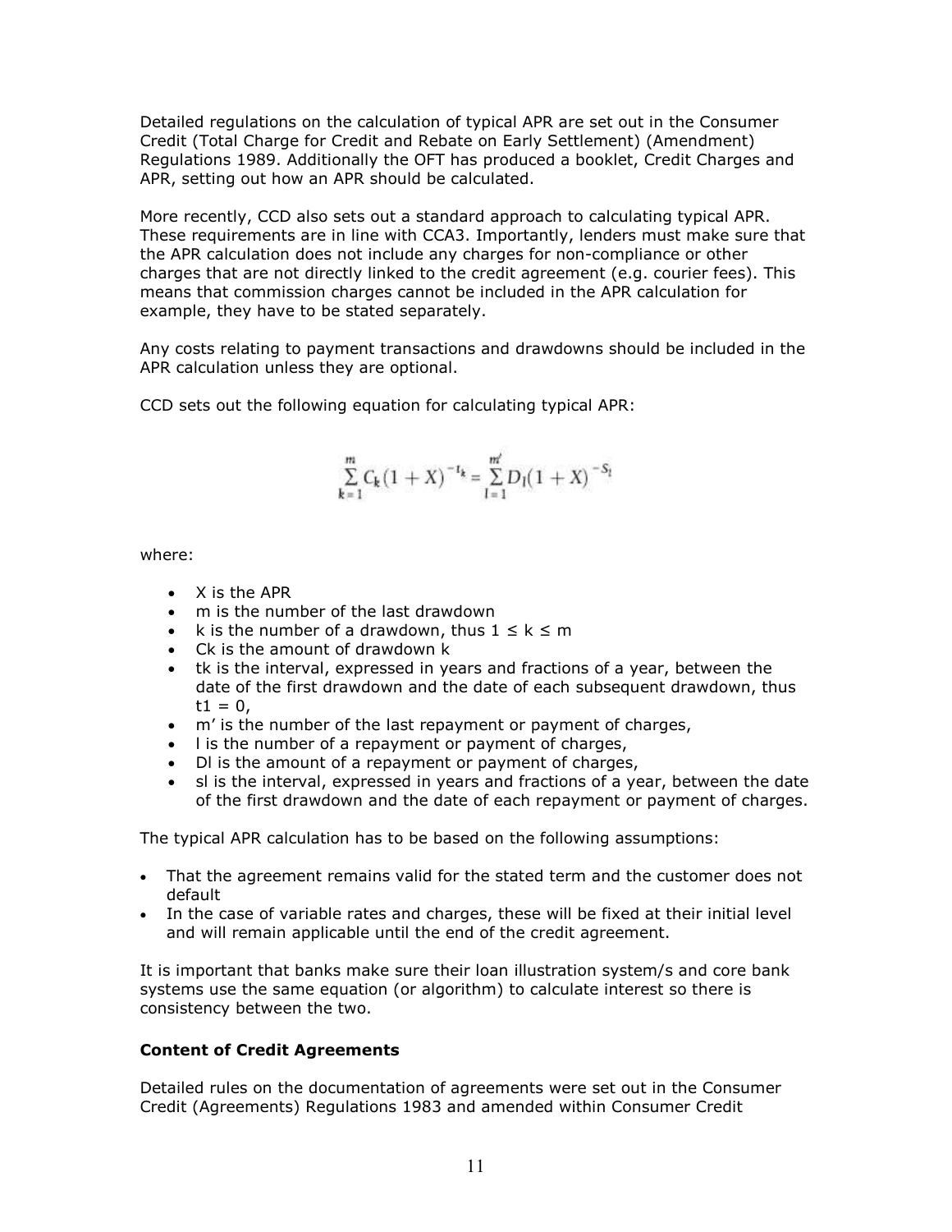Detailed regulations on the calculation of typical APR are set out in the Consumer Credit (Total Charge for Credit and Rebate on Early Settlement) (Amendment) Regulations 1989. Additionally the OFT has produced a booklet, Credit Charges and APR, setting out how an APR should be calculated.

More recently, CCD also sets out a standard approach to calculating typical APR. These requirements are in line with CCA3. Importantly, lenders must make sure that the APR calculation does not include any charges for non-compliance or other charges that are not directly linked to the credit agreement (e.g. courier fees). This means that commission charges cannot be included in the APR calculation for example, they have to be stated separately.

Any costs relating to payment transactions and drawdowns should be included in the APR calculation unless they are optional.

CCD sets out the following equation for calculating typical APR:

$$\sum_{k=1}^{m} C_k (1+X)^{-t_k} = \sum_{l=1}^{m'} D_l (1+X)^{-S_l}$$

where:

- X is the APR
- m is the number of the last drawdown
- k is the number of a drawdown, thus $1 \leq k \leq m$
- $C_k$ is the amount of drawdown k
- $t_k$ is the interval, expressed in years and fractions of a year, between the date of the first drawdown and the date of each subsequent drawdown, thus $t_1 = 0$,
- m' is the number of the last repayment or payment of charges,
- l is the number of a repayment or payment of charges,
- $D_l$ is the amount of a repayment or payment of charges,
- $s_l$ is the interval, expressed in years and fractions of a year, between the date of the first drawdown and the date of each repayment or payment of charges.

The typical APR calculation has to be based on the following assumptions:

- That the agreement remains valid for the stated term and the customer does not default
- In the case of variable rates and charges, these will be fixed at their initial level and will remain applicable until the end of the credit agreement.

It is important that banks make sure their loan illustration system/s and core bank systems use the same equation (or algorithm) to calculate interest so there is consistency between the two.

**Content of Credit Agreements**

Detailed rules on the documentation of agreements were set out in the Consumer Credit (Agreements) Regulations 1983 and amended within Consumer Credit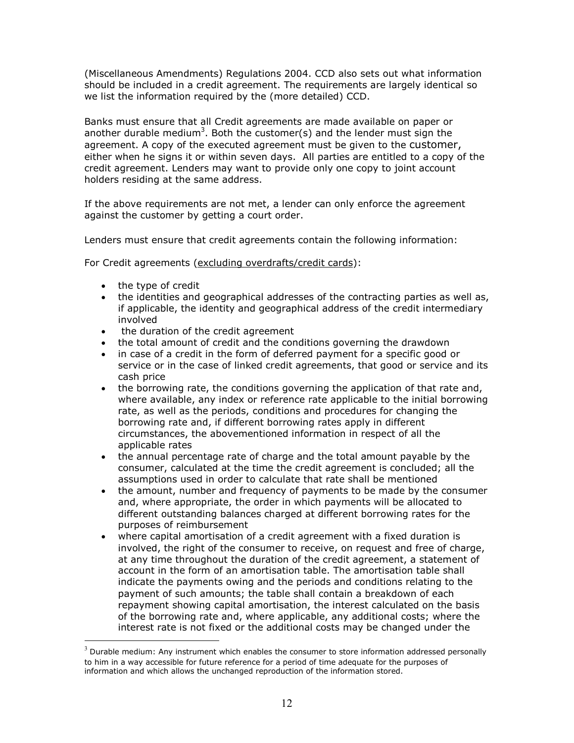(Miscellaneous Amendments) Regulations 2004. CCD also sets out what information should be included in a credit agreement. The requirements are largely identical so we list the information required by the (more detailed) CCD.

Banks must ensure that all Credit agreements are made available on paper or another durable medium[3]. Both the customer(s) and the lender must sign the agreement. A copy of the executed agreement must be given to the customer, either when he signs it or within seven days. All parties are entitled to a copy of the credit agreement. Lenders may want to provide only one copy to joint account holders residing at the same address.

If the above requirements are not met, a lender can only enforce the agreement against the customer by getting a court order.

Lenders must ensure that credit agreements contain the following information:

For Credit agreements (excluding overdrafts/credit cards):

- the type of credit
- the identities and geographical addresses of the contracting parties as well as, if applicable, the identity and geographical address of the credit intermediary involved
- the duration of the credit agreement
- the total amount of credit and the conditions governing the drawdown
- in case of a credit in the form of deferred payment for a specific good or service or in the case of linked credit agreements, that good or service and its cash price
- the borrowing rate, the conditions governing the application of that rate and, where available, any index or reference rate applicable to the initial borrowing rate, as well as the periods, conditions and procedures for changing the borrowing rate and, if different borrowing rates apply in different circumstances, the abovementioned information in respect of all the applicable rates
- the annual percentage rate of charge and the total amount payable by the consumer, calculated at the time the credit agreement is concluded; all the assumptions used in order to calculate that rate shall be mentioned
- the amount, number and frequency of payments to be made by the consumer and, where appropriate, the order in which payments will be allocated to different outstanding balances charged at different borrowing rates for the purposes of reimbursement
- where capital amortisation of a credit agreement with a fixed duration is involved, the right of the consumer to receive, on request and free of charge, at any time throughout the duration of the credit agreement, a statement of account in the form of an amortisation table. The amortisation table shall indicate the payments owing and the periods and conditions relating to the payment of such amounts; the table shall contain a breakdown of each repayment showing capital amortisation, the interest calculated on the basis of the borrowing rate and, where applicable, any additional costs; where the interest rate is not fixed or the additional costs may be changed under the

[3] Durable medium: Any instrument which enables the consumer to store information addressed personally to him in a way accessible for future reference for a period of time adequate for the purposes of information and which allows the unchanged reproduction of the information stored.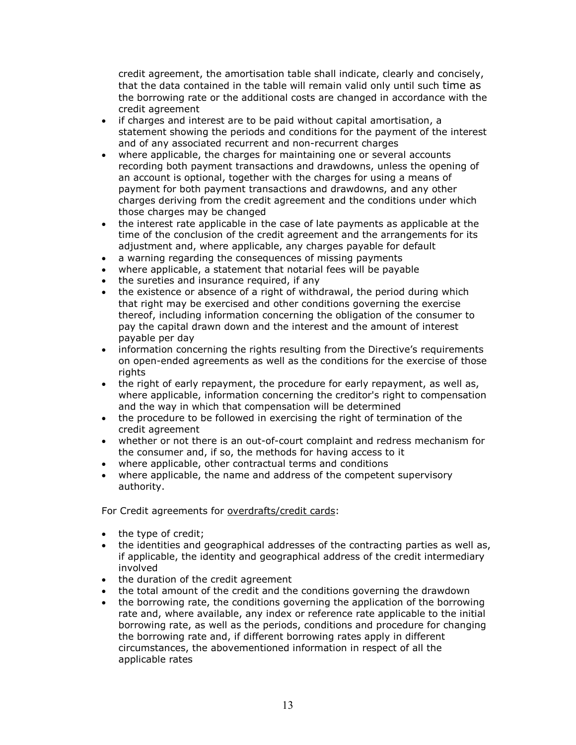credit agreement, the amortisation table shall indicate, clearly and concisely, that the data contained in the table will remain valid only until such time as the borrowing rate or the additional costs are changed in accordance with the credit agreement

- if charges and interest are to be paid without capital amortisation, a statement showing the periods and conditions for the payment of the interest and of any associated recurrent and non-recurrent charges
- where applicable, the charges for maintaining one or several accounts recording both payment transactions and drawdowns, unless the opening of an account is optional, together with the charges for using a means of payment for both payment transactions and drawdowns, and any other charges deriving from the credit agreement and the conditions under which those charges may be changed
- the interest rate applicable in the case of late payments as applicable at the time of the conclusion of the credit agreement and the arrangements for its adjustment and, where applicable, any charges payable for default
- a warning regarding the consequences of missing payments
- where applicable, a statement that notarial fees will be payable
- the sureties and insurance required, if any
- the existence or absence of a right of withdrawal, the period during which that right may be exercised and other conditions governing the exercise thereof, including information concerning the obligation of the consumer to pay the capital drawn down and the interest and the amount of interest payable per day
- information concerning the rights resulting from the Directive's requirements on open-ended agreements as well as the conditions for the exercise of those rights
- the right of early repayment, the procedure for early repayment, as well as, where applicable, information concerning the creditor's right to compensation and the way in which that compensation will be determined
- the procedure to be followed in exercising the right of termination of the credit agreement
- whether or not there is an out-of-court complaint and redress mechanism for the consumer and, if so, the methods for having access to it
- where applicable, other contractual terms and conditions
- where applicable, the name and address of the competent supervisory authority.

For Credit agreements for overdrafts/credit cards:

- the type of credit;
- the identities and geographical addresses of the contracting parties as well as, if applicable, the identity and geographical address of the credit intermediary involved
- the duration of the credit agreement
- the total amount of the credit and the conditions governing the drawdown
- the borrowing rate, the conditions governing the application of the borrowing rate and, where available, any index or reference rate applicable to the initial borrowing rate, as well as the periods, conditions and procedure for changing the borrowing rate and, if different borrowing rates apply in different circumstances, the abovementioned information in respect of all the applicable rates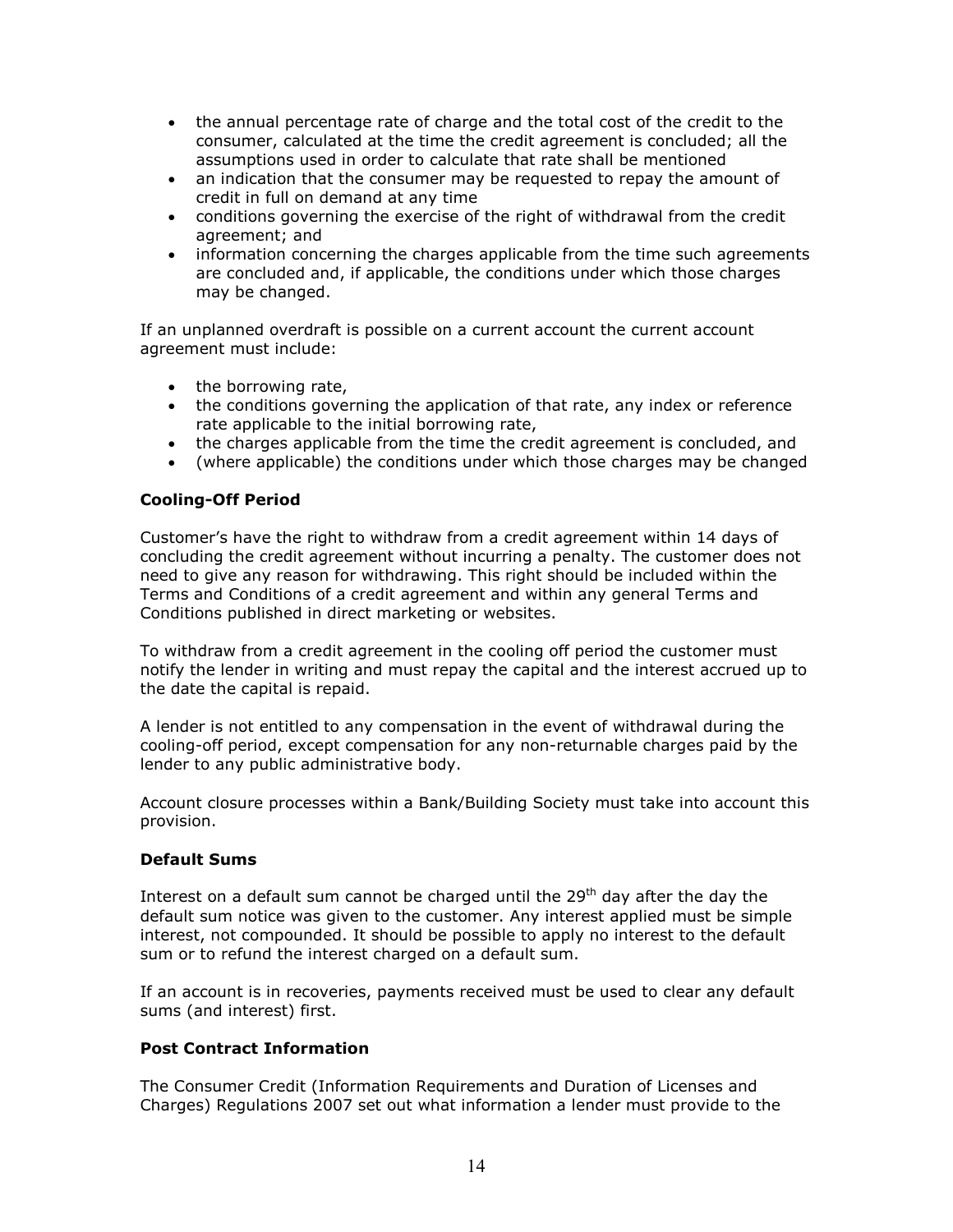- the annual percentage rate of charge and the total cost of the credit to the consumer, calculated at the time the credit agreement is concluded; all the assumptions used in order to calculate that rate shall be mentioned
- an indication that the consumer may be requested to repay the amount of credit in full on demand at any time
- conditions governing the exercise of the right of withdrawal from the credit agreement; and
- information concerning the charges applicable from the time such agreements are concluded and, if applicable, the conditions under which those charges may be changed.

If an unplanned overdraft is possible on a current account the current account agreement must include:

- the borrowing rate,
- the conditions governing the application of that rate, any index or reference rate applicable to the initial borrowing rate,
- the charges applicable from the time the credit agreement is concluded, and
- (where applicable) the conditions under which those charges may be changed

**Cooling-Off Period**

Customer's have the right to withdraw from a credit agreement within 14 days of concluding the credit agreement without incurring a penalty. The customer does not need to give any reason for withdrawing. This right should be included within the Terms and Conditions of a credit agreement and within any general Terms and Conditions published in direct marketing or websites.

To withdraw from a credit agreement in the cooling off period the customer must notify the lender in writing and must repay the capital and the interest accrued up to the date the capital is repaid.

A lender is not entitled to any compensation in the event of withdrawal during the cooling-off period, except compensation for any non-returnable charges paid by the lender to any public administrative body.

Account closure processes within a Bank/Building Society must take into account this provision.

**Default Sums**

Interest on a default sum cannot be charged until the 29th day after the day the default sum notice was given to the customer. Any interest applied must be simple interest, not compounded. It should be possible to apply no interest to the default sum or to refund the interest charged on a default sum.

If an account is in recoveries, payments received must be used to clear any default sums (and interest) first.

**Post Contract Information**

The Consumer Credit (Information Requirements and Duration of Licenses and Charges) Regulations 2007 set out what information a lender must provide to the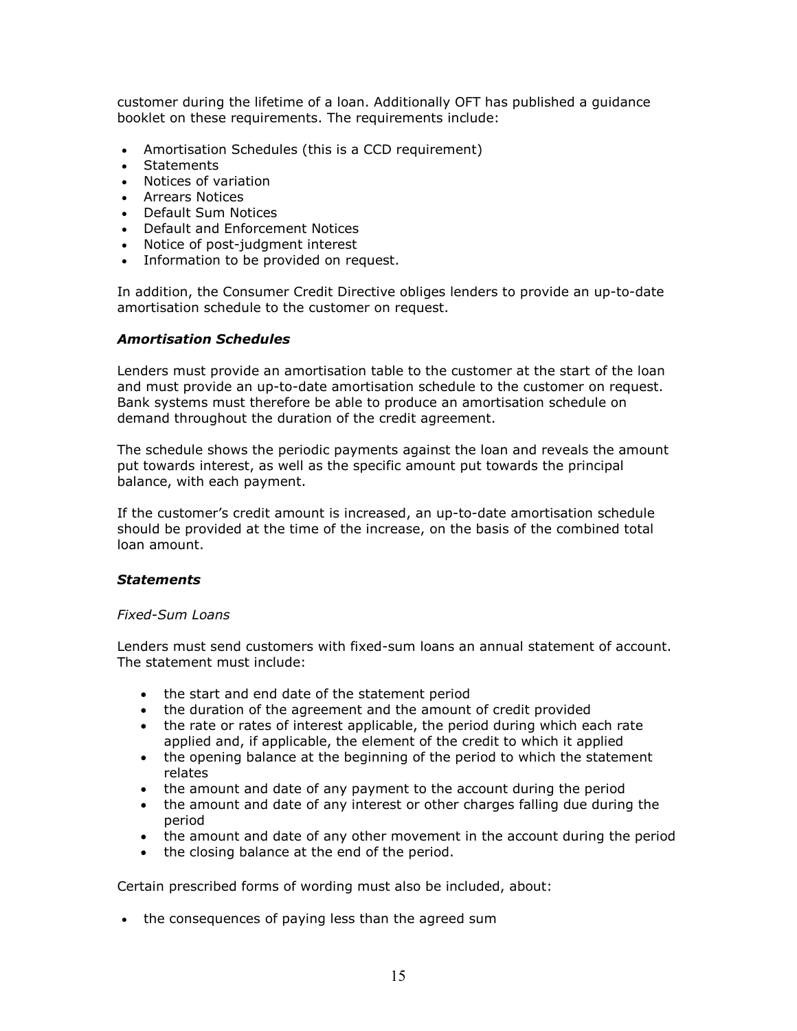customer during the lifetime of a loan. Additionally OFT has published a guidance booklet on these requirements. The requirements include:

- Amortisation Schedules (this is a CCD requirement)
- Statements
- Notices of variation
- Arrears Notices
- Default Sum Notices
- Default and Enforcement Notices
- Notice of post-judgment interest
- Information to be provided on request.

In addition, the Consumer Credit Directive obliges lenders to provide an up-to-date amortisation schedule to the customer on request.

### ***Amortisation Schedules***

Lenders must provide an amortisation table to the customer at the start of the loan and must provide an up-to-date amortisation schedule to the customer on request. Bank systems must therefore be able to produce an amortisation schedule on demand throughout the duration of the credit agreement.

The schedule shows the periodic payments against the loan and reveals the amount put towards interest, as well as the specific amount put towards the principal balance, with each payment.

If the customer's credit amount is increased, an up-to-date amortisation schedule should be provided at the time of the increase, on the basis of the combined total loan amount.

### ***Statements***

*Fixed-Sum Loans*

Lenders must send customers with fixed-sum loans an annual statement of account. The statement must include:

- the start and end date of the statement period
- the duration of the agreement and the amount of credit provided
- the rate or rates of interest applicable, the period during which each rate applied and, if applicable, the element of the credit to which it applied
- the opening balance at the beginning of the period to which the statement relates
- the amount and date of any payment to the account during the period
- the amount and date of any interest or other charges falling due during the period
- the amount and date of any other movement in the account during the period
- the closing balance at the end of the period.

Certain prescribed forms of wording must also be included, about:

- the consequences of paying less than the agreed sum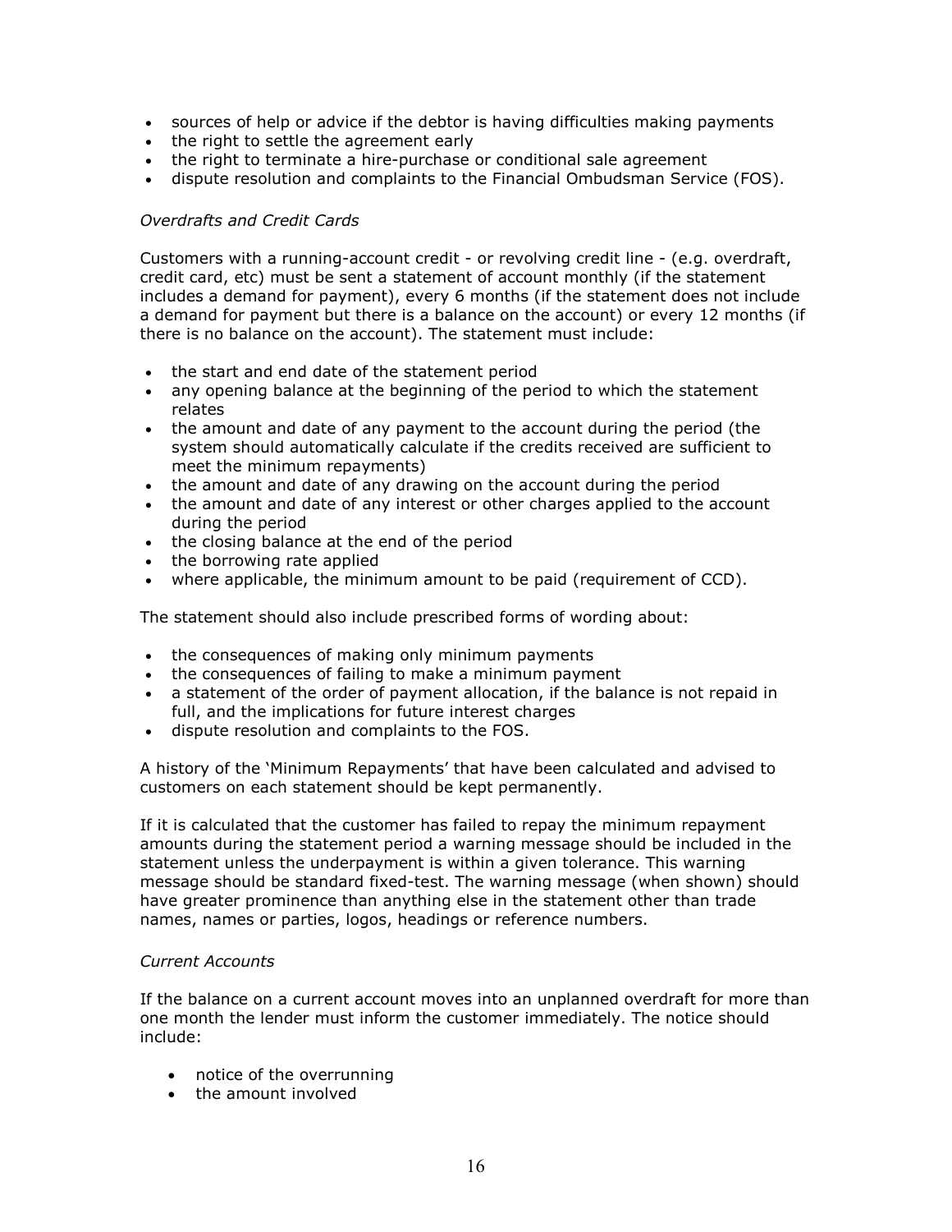- sources of help or advice if the debtor is having difficulties making payments
- the right to settle the agreement early
- the right to terminate a hire-purchase or conditional sale agreement
- dispute resolution and complaints to the Financial Ombudsman Service (FOS).

*Overdrafts and Credit Cards*

Customers with a running-account credit - or revolving credit line - (e.g. overdraft, credit card, etc) must be sent a statement of account monthly (if the statement includes a demand for payment), every 6 months (if the statement does not include a demand for payment but there is a balance on the account) or every 12 months (if there is no balance on the account). The statement must include:

- the start and end date of the statement period
- any opening balance at the beginning of the period to which the statement relates
- the amount and date of any payment to the account during the period (the system should automatically calculate if the credits received are sufficient to meet the minimum repayments)
- the amount and date of any drawing on the account during the period
- the amount and date of any interest or other charges applied to the account during the period
- the closing balance at the end of the period
- the borrowing rate applied
- where applicable, the minimum amount to be paid (requirement of CCD).

The statement should also include prescribed forms of wording about:

- the consequences of making only minimum payments
- the consequences of failing to make a minimum payment
- a statement of the order of payment allocation, if the balance is not repaid in full, and the implications for future interest charges
- dispute resolution and complaints to the FOS.

A history of the 'Minimum Repayments' that have been calculated and advised to customers on each statement should be kept permanently.

If it is calculated that the customer has failed to repay the minimum repayment amounts during the statement period a warning message should be included in the statement unless the underpayment is within a given tolerance. This warning message should be standard fixed-test. The warning message (when shown) should have greater prominence than anything else in the statement other than trade names, names or parties, logos, headings or reference numbers.

*Current Accounts*

If the balance on a current account moves into an unplanned overdraft for more than one month the lender must inform the customer immediately. The notice should include:

- notice of the overrunning
- the amount involved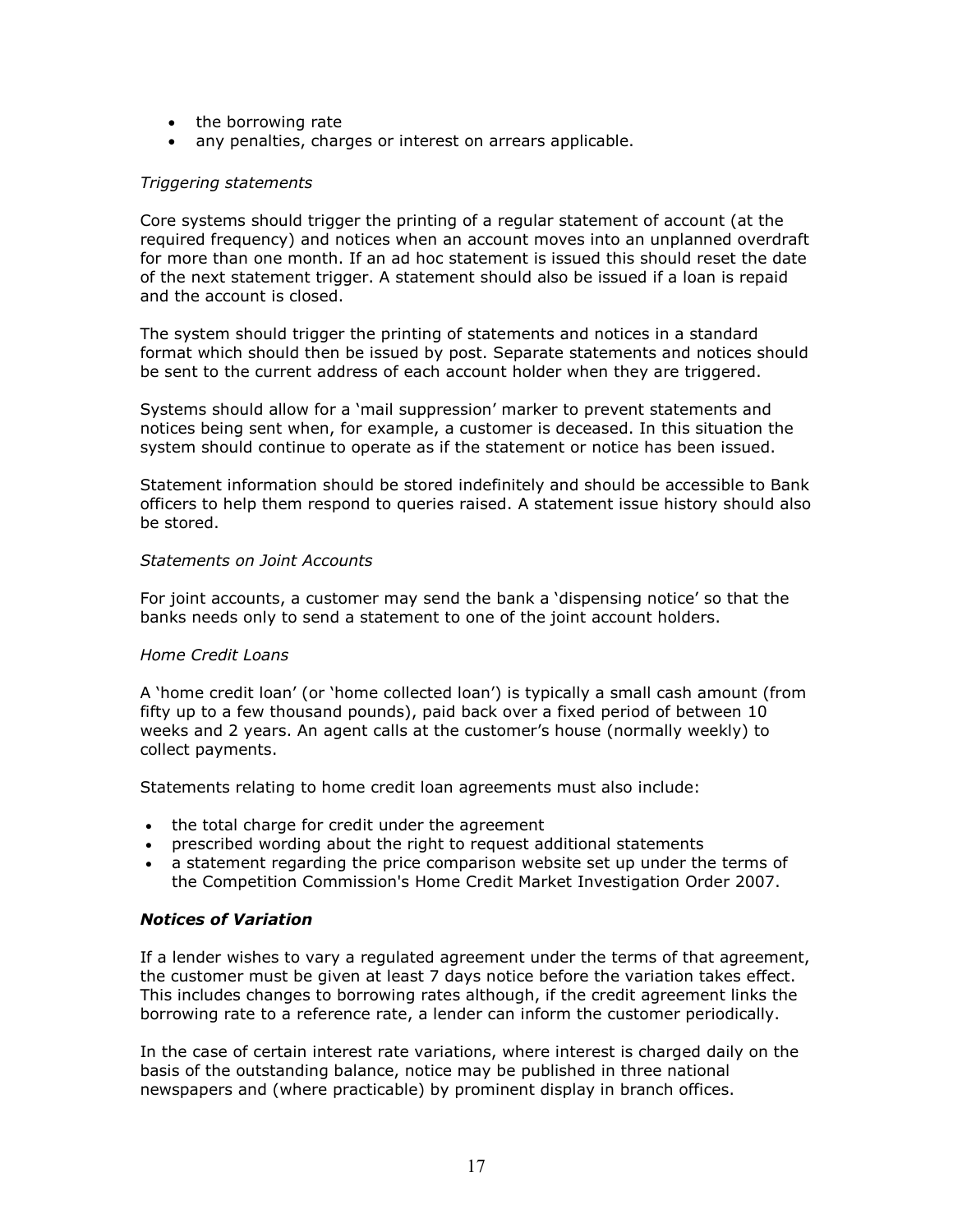- the borrowing rate
- any penalties, charges or interest on arrears applicable.

*Triggering statements*

Core systems should trigger the printing of a regular statement of account (at the required frequency) and notices when an account moves into an unplanned overdraft for more than one month. If an ad hoc statement is issued this should reset the date of the next statement trigger. A statement should also be issued if a loan is repaid and the account is closed.

The system should trigger the printing of statements and notices in a standard format which should then be issued by post. Separate statements and notices should be sent to the current address of each account holder when they are triggered.

Systems should allow for a 'mail suppression' marker to prevent statements and notices being sent when, for example, a customer is deceased. In this situation the system should continue to operate as if the statement or notice has been issued.

Statement information should be stored indefinitely and should be accessible to Bank officers to help them respond to queries raised. A statement issue history should also be stored.

*Statements on Joint Accounts*

For joint accounts, a customer may send the bank a 'dispensing notice' so that the banks needs only to send a statement to one of the joint account holders.

*Home Credit Loans*

A 'home credit loan' (or 'home collected loan') is typically a small cash amount (from fifty up to a few thousand pounds), paid back over a fixed period of between 10 weeks and 2 years. An agent calls at the customer's house (normally weekly) to collect payments.

Statements relating to home credit loan agreements must also include:

- the total charge for credit under the agreement
- prescribed wording about the right to request additional statements
- a statement regarding the price comparison website set up under the terms of the Competition Commission's Home Credit Market Investigation Order 2007.

***Notices of Variation***

If a lender wishes to vary a regulated agreement under the terms of that agreement, the customer must be given at least 7 days notice before the variation takes effect. This includes changes to borrowing rates although, if the credit agreement links the borrowing rate to a reference rate, a lender can inform the customer periodically.

In the case of certain interest rate variations, where interest is charged daily on the basis of the outstanding balance, notice may be published in three national newspapers and (where practicable) by prominent display in branch offices.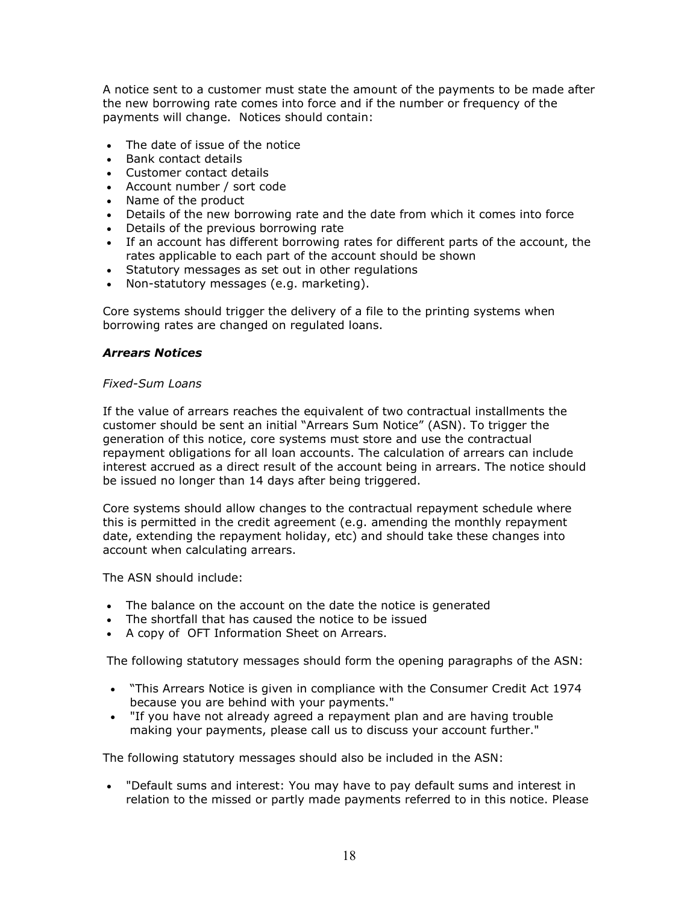A notice sent to a customer must state the amount of the payments to be made after the new borrowing rate comes into force and if the number or frequency of the payments will change. Notices should contain:

- The date of issue of the notice
- Bank contact details
- Customer contact details
- Account number / sort code
- Name of the product
- Details of the new borrowing rate and the date from which it comes into force
- Details of the previous borrowing rate
- If an account has different borrowing rates for different parts of the account, the rates applicable to each part of the account should be shown
- Statutory messages as set out in other regulations
- Non-statutory messages (e.g. marketing).

Core systems should trigger the delivery of a file to the printing systems when borrowing rates are changed on regulated loans.

### ***Arrears Notices***

*Fixed-Sum Loans*

If the value of arrears reaches the equivalent of two contractual installments the customer should be sent an initial "Arrears Sum Notice" (ASN). To trigger the generation of this notice, core systems must store and use the contractual repayment obligations for all loan accounts. The calculation of arrears can include interest accrued as a direct result of the account being in arrears. The notice should be issued no longer than 14 days after being triggered.

Core systems should allow changes to the contractual repayment schedule where this is permitted in the credit agreement (e.g. amending the monthly repayment date, extending the repayment holiday, etc) and should take these changes into account when calculating arrears.

The ASN should include:

- The balance on the account on the date the notice is generated
- The shortfall that has caused the notice to be issued
- A copy of OFT Information Sheet on Arrears.

The following statutory messages should form the opening paragraphs of the ASN:

- "This Arrears Notice is given in compliance with the Consumer Credit Act 1974 because you are behind with your payments."
- "If you have not already agreed a repayment plan and are having trouble making your payments, please call us to discuss your account further."

The following statutory messages should also be included in the ASN:

- "Default sums and interest: You may have to pay default sums and interest in relation to the missed or partly made payments referred to in this notice. Please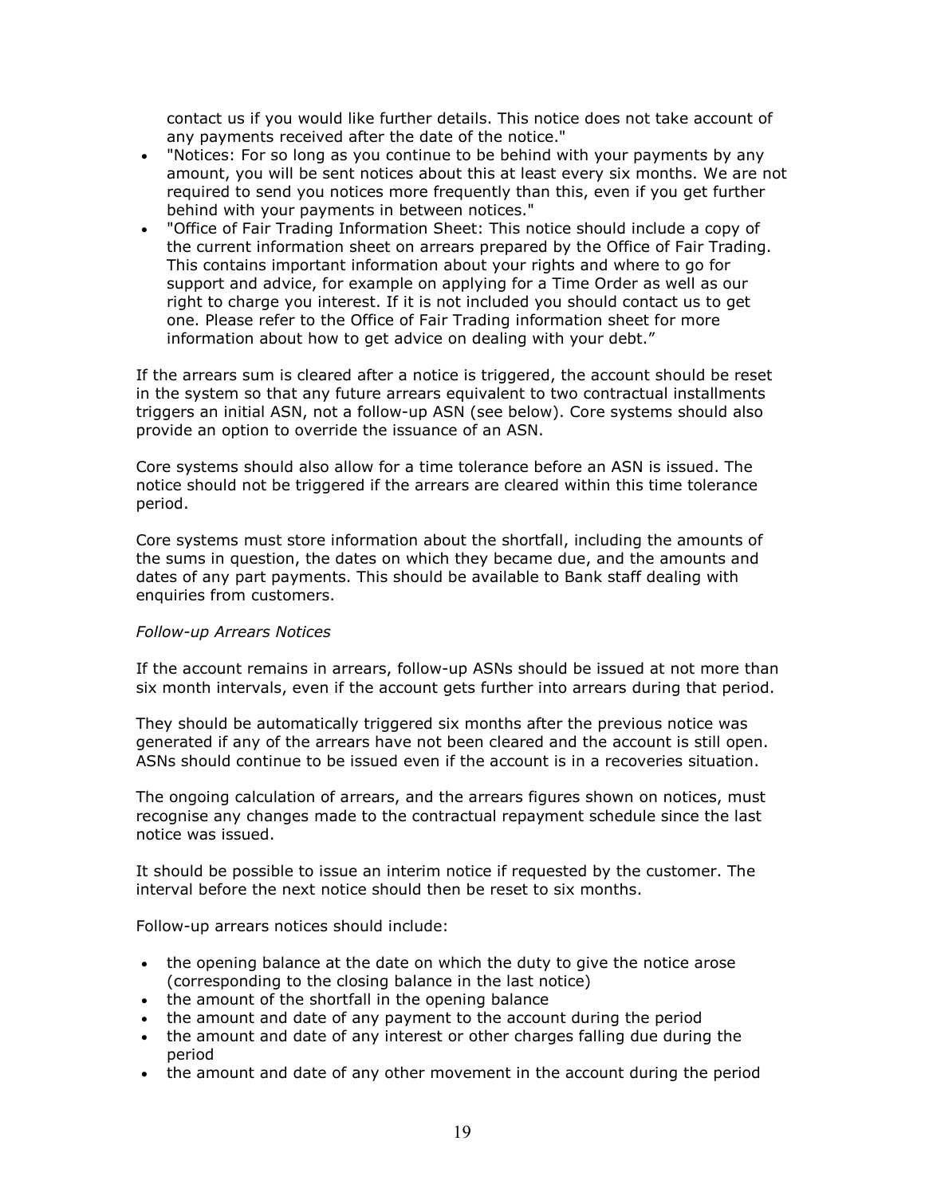contact us if you would like further details. This notice does not take account of any payments received after the date of the notice."

- "Notices: For so long as you continue to be behind with your payments by any amount, you will be sent notices about this at least every six months. We are not required to send you notices more frequently than this, even if you get further behind with your payments in between notices."
- "Office of Fair Trading Information Sheet: This notice should include a copy of the current information sheet on arrears prepared by the Office of Fair Trading. This contains important information about your rights and where to go for support and advice, for example on applying for a Time Order as well as our right to charge you interest. If it is not included you should contact us to get one. Please refer to the Office of Fair Trading information sheet for more information about how to get advice on dealing with your debt."

If the arrears sum is cleared after a notice is triggered, the account should be reset in the system so that any future arrears equivalent to two contractual installments triggers an initial ASN, not a follow-up ASN (see below). Core systems should also provide an option to override the issuance of an ASN.

Core systems should also allow for a time tolerance before an ASN is issued. The notice should not be triggered if the arrears are cleared within this time tolerance period.

Core systems must store information about the shortfall, including the amounts of the sums in question, the dates on which they became due, and the amounts and dates of any part payments. This should be available to Bank staff dealing with enquiries from customers.

*Follow-up Arrears Notices*

If the account remains in arrears, follow-up ASNs should be issued at not more than six month intervals, even if the account gets further into arrears during that period.

They should be automatically triggered six months after the previous notice was generated if any of the arrears have not been cleared and the account is still open. ASNs should continue to be issued even if the account is in a recoveries situation.

The ongoing calculation of arrears, and the arrears figures shown on notices, must recognise any changes made to the contractual repayment schedule since the last notice was issued.

It should be possible to issue an interim notice if requested by the customer. The interval before the next notice should then be reset to six months.

Follow-up arrears notices should include:

- the opening balance at the date on which the duty to give the notice arose (corresponding to the closing balance in the last notice)
- the amount of the shortfall in the opening balance
- the amount and date of any payment to the account during the period
- the amount and date of any interest or other charges falling due during the period
- the amount and date of any other movement in the account during the period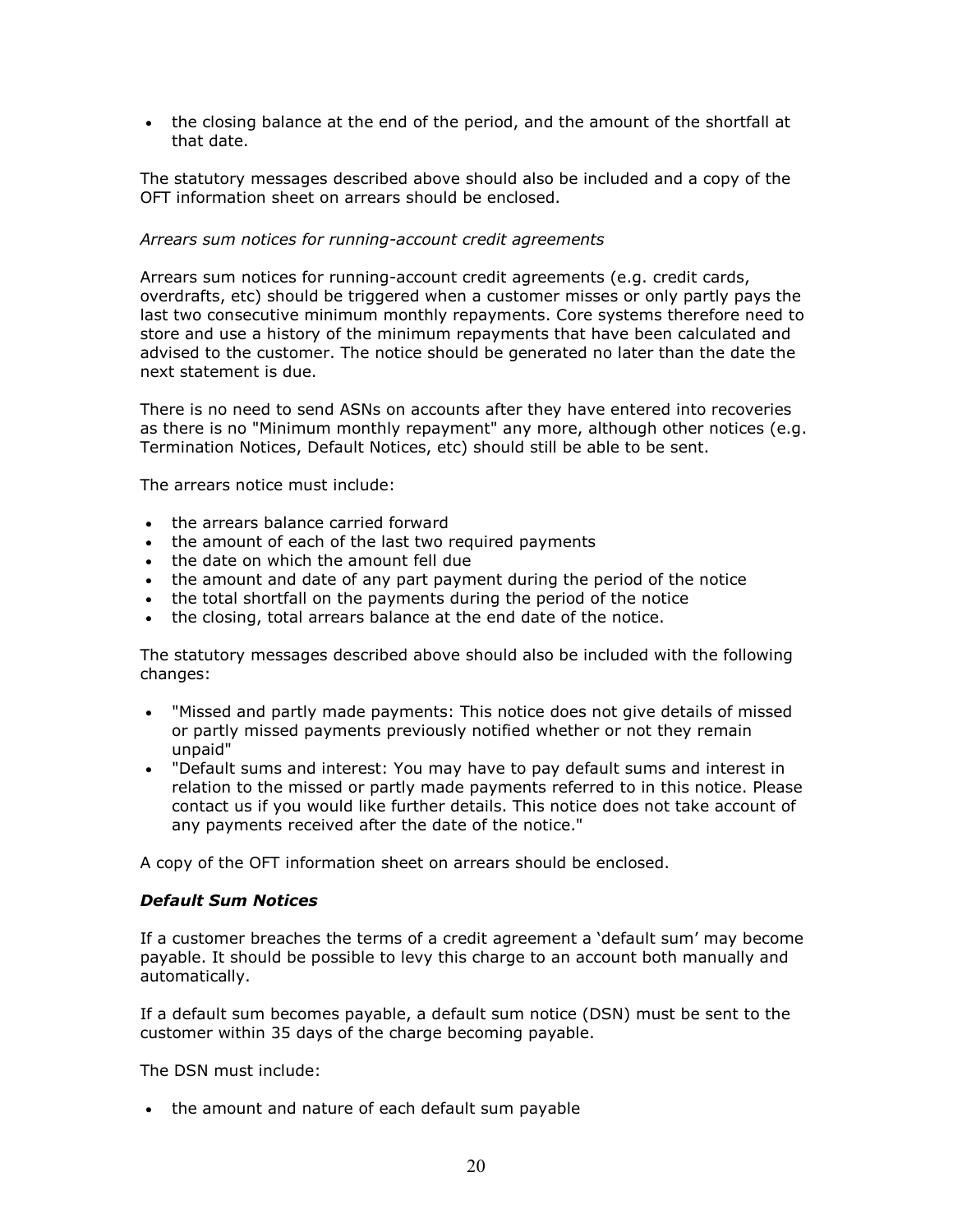- the closing balance at the end of the period, and the amount of the shortfall at that date.

The statutory messages described above should also be included and a copy of the OFT information sheet on arrears should be enclosed.

*Arrears sum notices for running-account credit agreements*

Arrears sum notices for running-account credit agreements (e.g. credit cards, overdrafts, etc) should be triggered when a customer misses or only partly pays the last two consecutive minimum monthly repayments. Core systems therefore need to store and use a history of the minimum repayments that have been calculated and advised to the customer. The notice should be generated no later than the date the next statement is due.

There is no need to send ASNs on accounts after they have entered into recoveries as there is no "Minimum monthly repayment" any more, although other notices (e.g. Termination Notices, Default Notices, etc) should still be able to be sent.

The arrears notice must include:

- the arrears balance carried forward
- the amount of each of the last two required payments
- the date on which the amount fell due
- the amount and date of any part payment during the period of the notice
- the total shortfall on the payments during the period of the notice
- the closing, total arrears balance at the end date of the notice.

The statutory messages described above should also be included with the following changes:

- "Missed and partly made payments: This notice does not give details of missed or partly missed payments previously notified whether or not they remain unpaid"
- "Default sums and interest: You may have to pay default sums and interest in relation to the missed or partly made payments referred to in this notice. Please contact us if you would like further details. This notice does not take account of any payments received after the date of the notice."

A copy of the OFT information sheet on arrears should be enclosed.

### *Default Sum Notices*

If a customer breaches the terms of a credit agreement a 'default sum' may become payable. It should be possible to levy this charge to an account both manually and automatically.

If a default sum becomes payable, a default sum notice (DSN) must be sent to the customer within 35 days of the charge becoming payable.

The DSN must include:

- the amount and nature of each default sum payable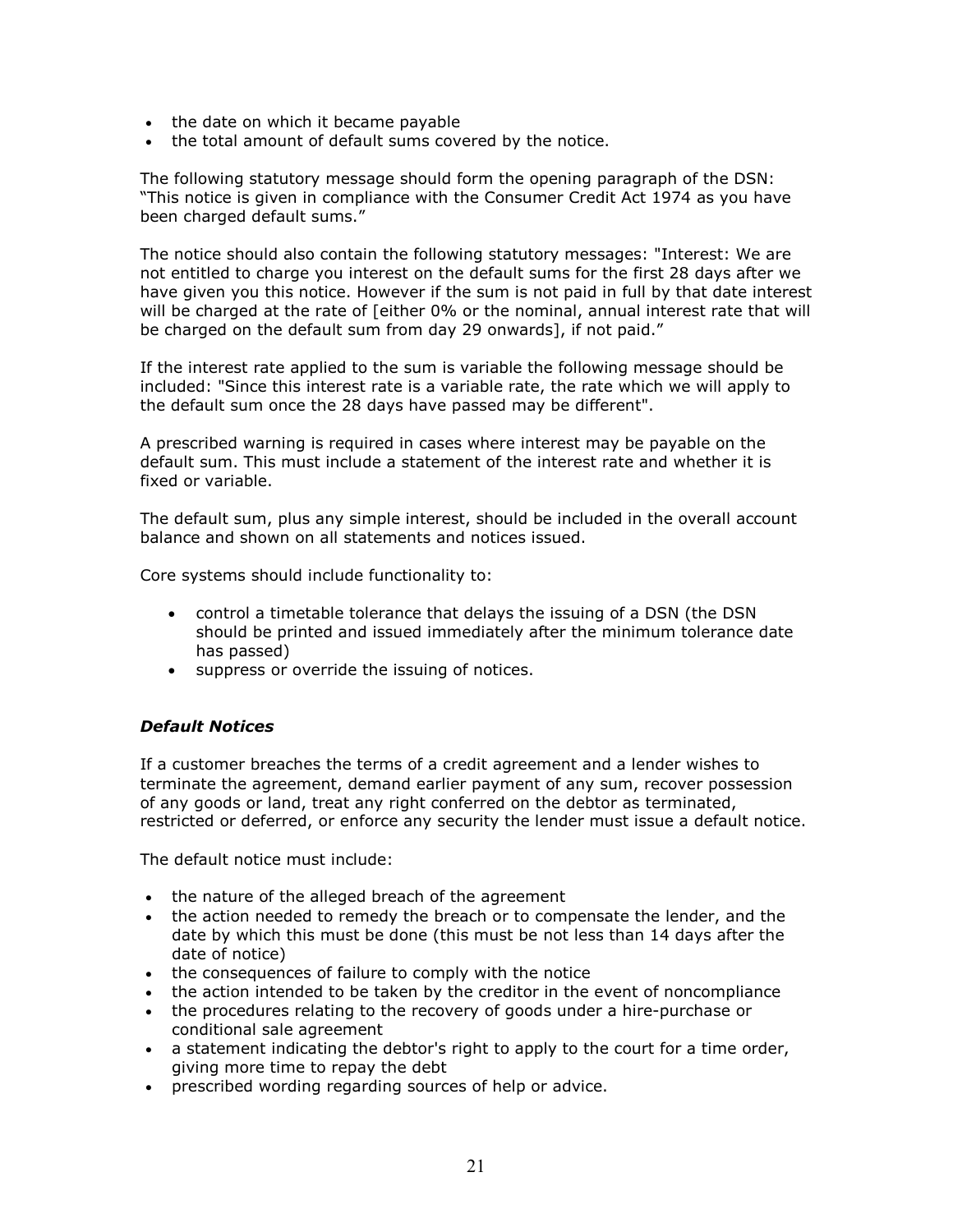- the date on which it became payable
- the total amount of default sums covered by the notice.

The following statutory message should form the opening paragraph of the DSN: "This notice is given in compliance with the Consumer Credit Act 1974 as you have been charged default sums."

The notice should also contain the following statutory messages: "Interest: We are not entitled to charge you interest on the default sums for the first 28 days after we have given you this notice. However if the sum is not paid in full by that date interest will be charged at the rate of [either 0% or the nominal, annual interest rate that will be charged on the default sum from day 29 onwards], if not paid."

If the interest rate applied to the sum is variable the following message should be included: "Since this interest rate is a variable rate, the rate which we will apply to the default sum once the 28 days have passed may be different".

A prescribed warning is required in cases where interest may be payable on the default sum. This must include a statement of the interest rate and whether it is fixed or variable.

The default sum, plus any simple interest, should be included in the overall account balance and shown on all statements and notices issued.

Core systems should include functionality to:

- control a timetable tolerance that delays the issuing of a DSN (the DSN should be printed and issued immediately after the minimum tolerance date has passed)
- suppress or override the issuing of notices.

### *Default Notices*

If a customer breaches the terms of a credit agreement and a lender wishes to terminate the agreement, demand earlier payment of any sum, recover possession of any goods or land, treat any right conferred on the debtor as terminated, restricted or deferred, or enforce any security the lender must issue a default notice.

The default notice must include:

- the nature of the alleged breach of the agreement
- the action needed to remedy the breach or to compensate the lender, and the date by which this must be done (this must be not less than 14 days after the date of notice)
- the consequences of failure to comply with the notice
- the action intended to be taken by the creditor in the event of noncompliance
- the procedures relating to the recovery of goods under a hire-purchase or conditional sale agreement
- a statement indicating the debtor's right to apply to the court for a time order, giving more time to repay the debt
- prescribed wording regarding sources of help or advice.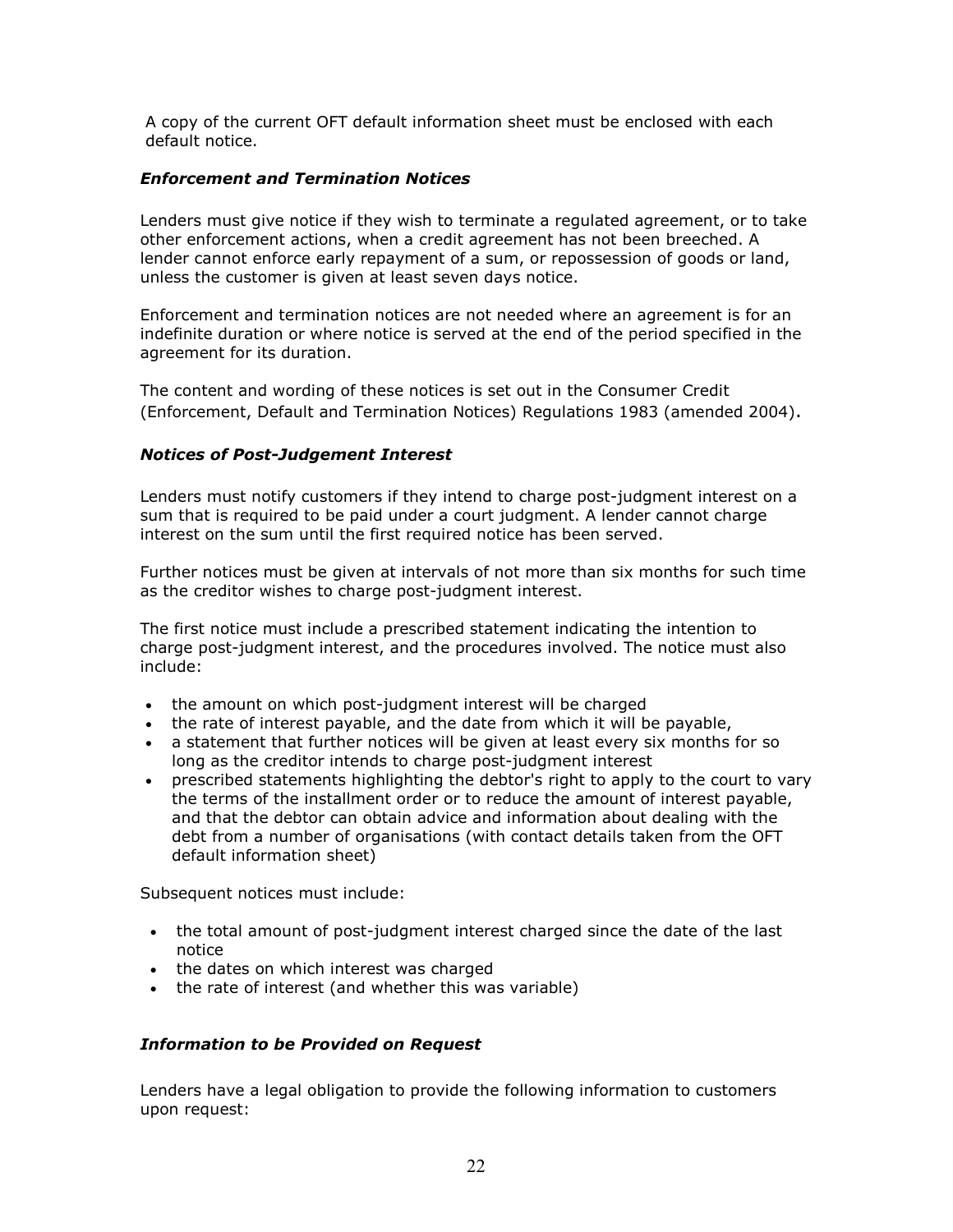A copy of the current OFT default information sheet must be enclosed with each default notice.

### *Enforcement and Termination Notices*

Lenders must give notice if they wish to terminate a regulated agreement, or to take other enforcement actions, when a credit agreement has not been breeched. A lender cannot enforce early repayment of a sum, or repossession of goods or land, unless the customer is given at least seven days notice.

Enforcement and termination notices are not needed where an agreement is for an indefinite duration or where notice is served at the end of the period specified in the agreement for its duration.

The content and wording of these notices is set out in the Consumer Credit (Enforcement, Default and Termination Notices) Regulations 1983 (amended 2004).

### *Notices of Post-Judgement Interest*

Lenders must notify customers if they intend to charge post-judgment interest on a sum that is required to be paid under a court judgment. A lender cannot charge interest on the sum until the first required notice has been served.

Further notices must be given at intervals of not more than six months for such time as the creditor wishes to charge post-judgment interest.

The first notice must include a prescribed statement indicating the intention to charge post-judgment interest, and the procedures involved. The notice must also include:

- the amount on which post-judgment interest will be charged
- the rate of interest payable, and the date from which it will be payable,
- a statement that further notices will be given at least every six months for so long as the creditor intends to charge post-judgment interest
- prescribed statements highlighting the debtor's right to apply to the court to vary the terms of the installment order or to reduce the amount of interest payable, and that the debtor can obtain advice and information about dealing with the debt from a number of organisations (with contact details taken from the OFT default information sheet)

Subsequent notices must include:

- the total amount of post-judgment interest charged since the date of the last notice
- the dates on which interest was charged
- the rate of interest (and whether this was variable)

### *Information to be Provided on Request*

Lenders have a legal obligation to provide the following information to customers upon request: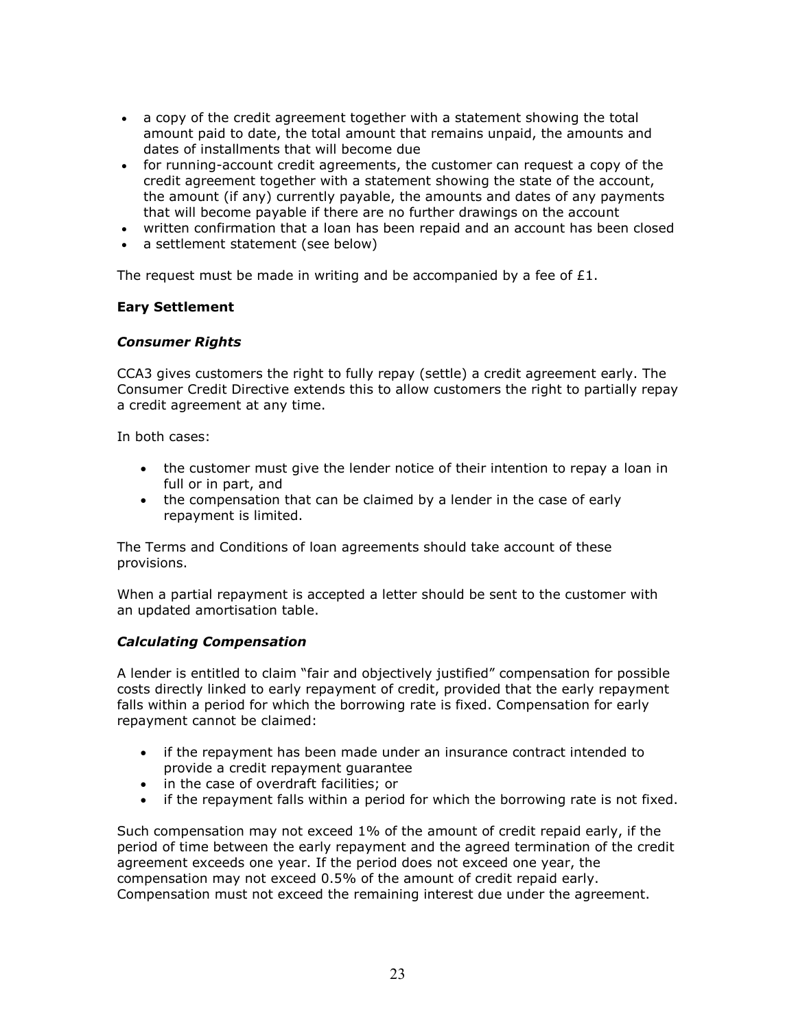- a copy of the credit agreement together with a statement showing the total amount paid to date, the total amount that remains unpaid, the amounts and dates of installments that will become due
- for running-account credit agreements, the customer can request a copy of the credit agreement together with a statement showing the state of the account, the amount (if any) currently payable, the amounts and dates of any payments that will become payable if there are no further drawings on the account
- written confirmation that a loan has been repaid and an account has been closed
- a settlement statement (see below)

The request must be made in writing and be accompanied by a fee of £1.

### Eary Settlement

#### *Consumer Rights*

CCA3 gives customers the right to fully repay (settle) a credit agreement early. The Consumer Credit Directive extends this to allow customers the right to partially repay a credit agreement at any time.

In both cases:

- the customer must give the lender notice of their intention to repay a loan in full or in part, and
- the compensation that can be claimed by a lender in the case of early repayment is limited.

The Terms and Conditions of loan agreements should take account of these provisions.

When a partial repayment is accepted a letter should be sent to the customer with an updated amortisation table.

#### *Calculating Compensation*

A lender is entitled to claim "fair and objectively justified" compensation for possible costs directly linked to early repayment of credit, provided that the early repayment falls within a period for which the borrowing rate is fixed. Compensation for early repayment cannot be claimed:

- if the repayment has been made under an insurance contract intended to provide a credit repayment guarantee
- in the case of overdraft facilities; or
- if the repayment falls within a period for which the borrowing rate is not fixed.

Such compensation may not exceed 1% of the amount of credit repaid early, if the period of time between the early repayment and the agreed termination of the credit agreement exceeds one year. If the period does not exceed one year, the compensation may not exceed 0.5% of the amount of credit repaid early. Compensation must not exceed the remaining interest due under the agreement.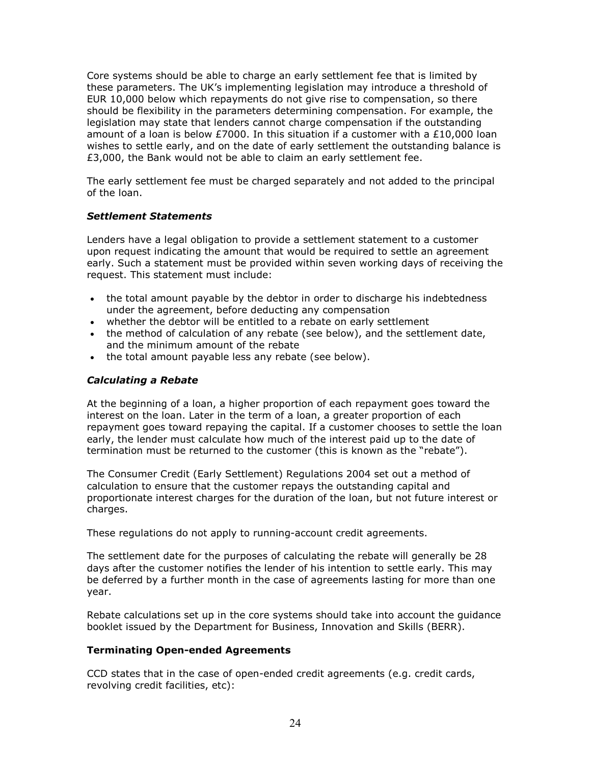Core systems should be able to charge an early settlement fee that is limited by these parameters. The UK's implementing legislation may introduce a threshold of EUR 10,000 below which repayments do not give rise to compensation, so there should be flexibility in the parameters determining compensation. For example, the legislation may state that lenders cannot charge compensation if the outstanding amount of a loan is below £7000. In this situation if a customer with a £10,000 loan wishes to settle early, and on the date of early settlement the outstanding balance is £3,000, the Bank would not be able to claim an early settlement fee.

The early settlement fee must be charged separately and not added to the principal of the loan.

### *Settlement Statements*

Lenders have a legal obligation to provide a settlement statement to a customer upon request indicating the amount that would be required to settle an agreement early. Such a statement must be provided within seven working days of receiving the request. This statement must include:

- the total amount payable by the debtor in order to discharge his indebtedness under the agreement, before deducting any compensation
- whether the debtor will be entitled to a rebate on early settlement
- the method of calculation of any rebate (see below), and the settlement date, and the minimum amount of the rebate
- the total amount payable less any rebate (see below).

### *Calculating a Rebate*

At the beginning of a loan, a higher proportion of each repayment goes toward the interest on the loan. Later in the term of a loan, a greater proportion of each repayment goes toward repaying the capital. If a customer chooses to settle the loan early, the lender must calculate how much of the interest paid up to the date of termination must be returned to the customer (this is known as the "rebate").

The Consumer Credit (Early Settlement) Regulations 2004 set out a method of calculation to ensure that the customer repays the outstanding capital and proportionate interest charges for the duration of the loan, but not future interest or charges.

These regulations do not apply to running-account credit agreements.

The settlement date for the purposes of calculating the rebate will generally be 28 days after the customer notifies the lender of his intention to settle early. This may be deferred by a further month in the case of agreements lasting for more than one year.

Rebate calculations set up in the core systems should take into account the guidance booklet issued by the Department for Business, Innovation and Skills (BERR).

### **Terminating Open-ended Agreements**

CCD states that in the case of open-ended credit agreements (e.g. credit cards, revolving credit facilities, etc):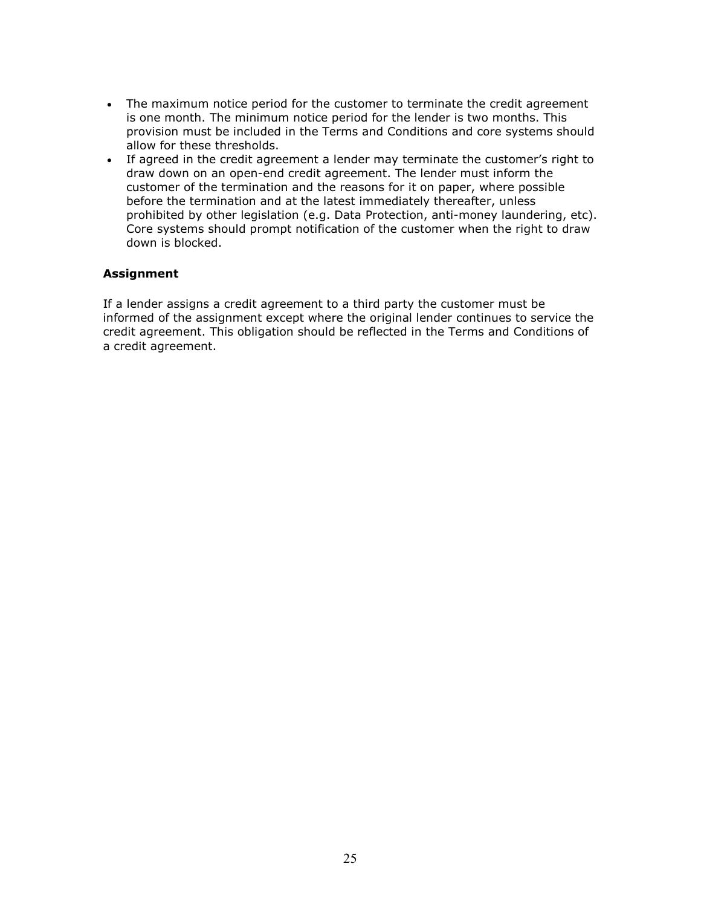- The maximum notice period for the customer to terminate the credit agreement is one month. The minimum notice period for the lender is two months. This provision must be included in the Terms and Conditions and core systems should allow for these thresholds.
- If agreed in the credit agreement a lender may terminate the customer's right to draw down on an open-end credit agreement. The lender must inform the customer of the termination and the reasons for it on paper, where possible before the termination and at the latest immediately thereafter, unless prohibited by other legislation (e.g. Data Protection, anti-money laundering, etc). Core systems should prompt notification of the customer when the right to draw down is blocked.

**Assignment**

If a lender assigns a credit agreement to a third party the customer must be informed of the assignment except where the original lender continues to service the credit agreement. This obligation should be reflected in the Terms and Conditions of a credit agreement.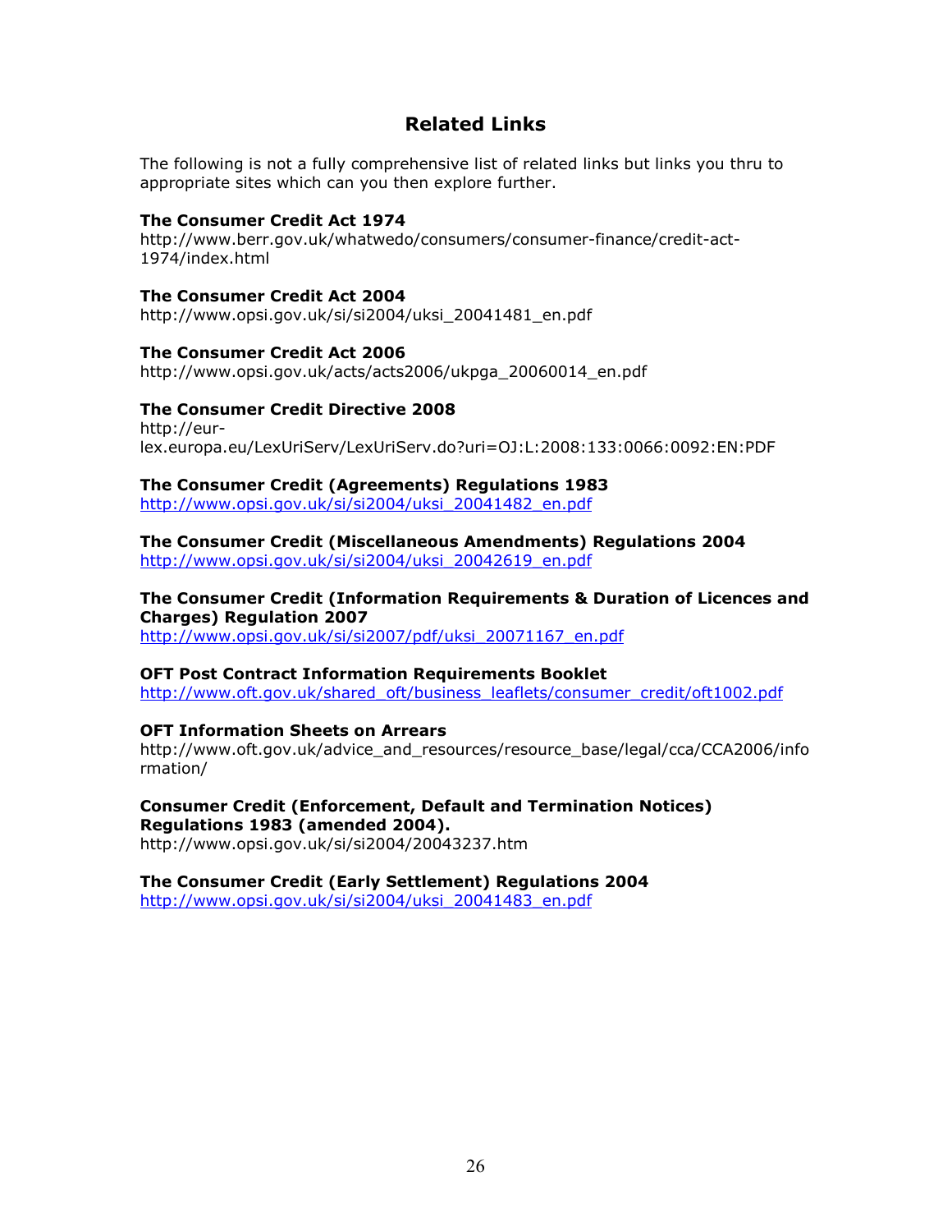# Related Links

The following is not a fully comprehensive list of related links but links you thru to appropriate sites which can you then explore further.

**The Consumer Credit Act 1974**
http://www.berr.gov.uk/whatwedo/consumers/consumer-finance/credit-act-1974/index.html

**The Consumer Credit Act 2004**
http://www.opsi.gov.uk/si/si2004/uksi_20041481_en.pdf

**The Consumer Credit Act 2006**
http://www.opsi.gov.uk/acts/acts2006/ukpga_20060014_en.pdf

**The Consumer Credit Directive 2008**
http://eur-lex.europa.eu/LexUriServ/LexUriServ.do?uri=OJ:L:2008:133:0066:0092:EN:PDF

**The Consumer Credit (Agreements) Regulations 1983**
http://www.opsi.gov.uk/si/si2004/uksi_20041482_en.pdf

**The Consumer Credit (Miscellaneous Amendments) Regulations 2004**
http://www.opsi.gov.uk/si/si2004/uksi_20042619_en.pdf

**The Consumer Credit (Information Requirements & Duration of Licences and Charges) Regulation 2007**
http://www.opsi.gov.uk/si/si2007/pdf/uksi_20071167_en.pdf

**OFT Post Contract Information Requirements Booklet**
http://www.oft.gov.uk/shared_oft/business_leaflets/consumer_credit/oft1002.pdf

**OFT Information Sheets on Arrears**
http://www.oft.gov.uk/advice_and_resources/resource_base/legal/cca/CCA2006/information/

**Consumer Credit (Enforcement, Default and Termination Notices) Regulations 1983 (amended 2004).**
http://www.opsi.gov.uk/si/si2004/20043237.htm

**The Consumer Credit (Early Settlement) Regulations 2004**
http://www.opsi.gov.uk/si/si2004/uksi_20041483_en.pdf